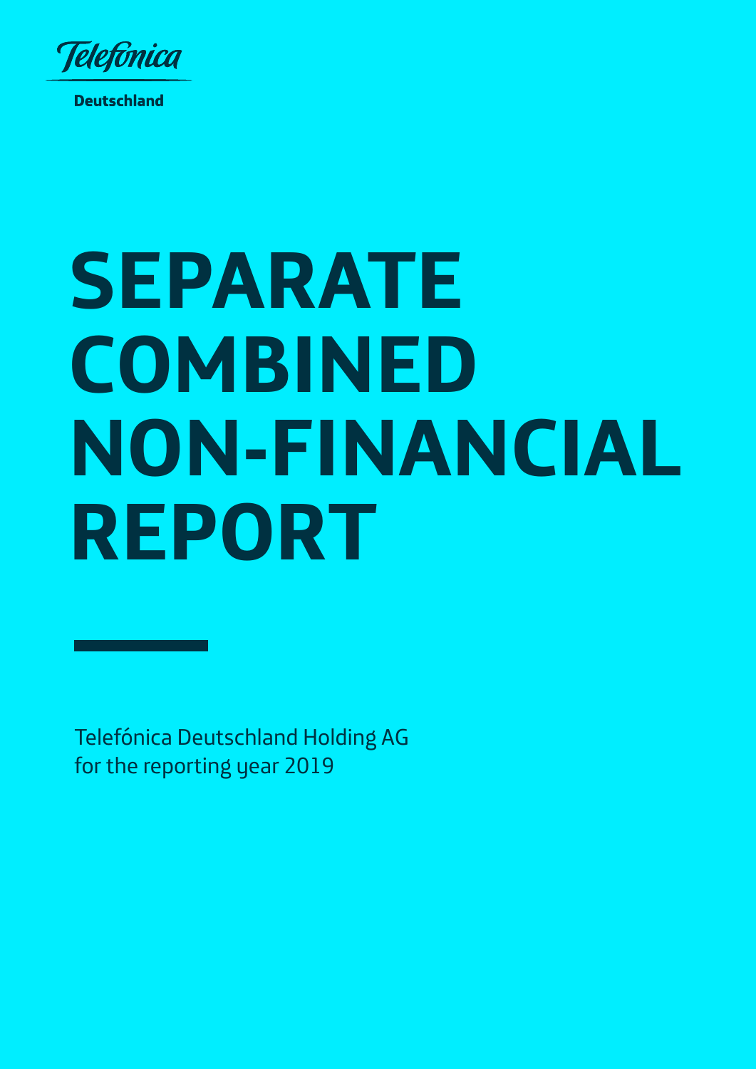Telefónica

Deutschland

# SEPARATE COMBINED NON-FINANCIAL REPORT

Telefónica Deutschland Holding AG
for the reporting year 2019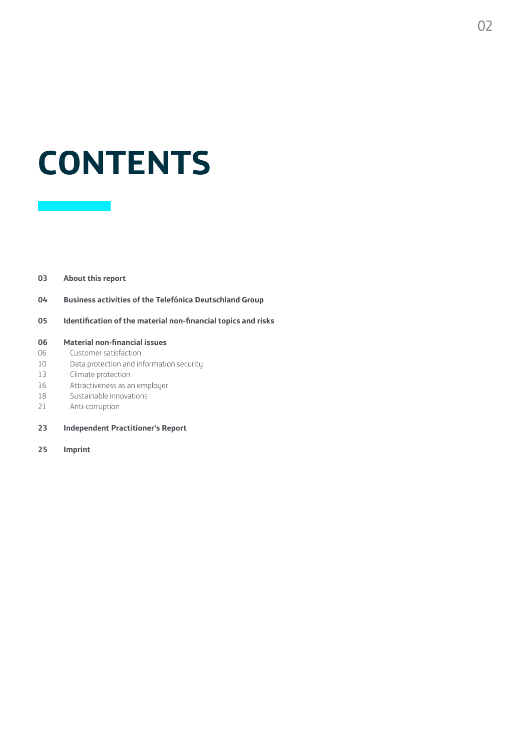# CONTENTS

**03** **About this report**

**04** **Business activities of the Telefónica Deutschland Group**

**05** **Identification of the material non-financial topics and risks**

**06** **Material non-financial issues**
- 06 Customer satisfaction
- 10 Data protection and information security
- 13 Climate protection
- 16 Attractiveness as an employer
- 18 Sustainable innovations
- 21 Anti-corruption

**23** **Independent Practitioner's Report**

**25** **Imprint**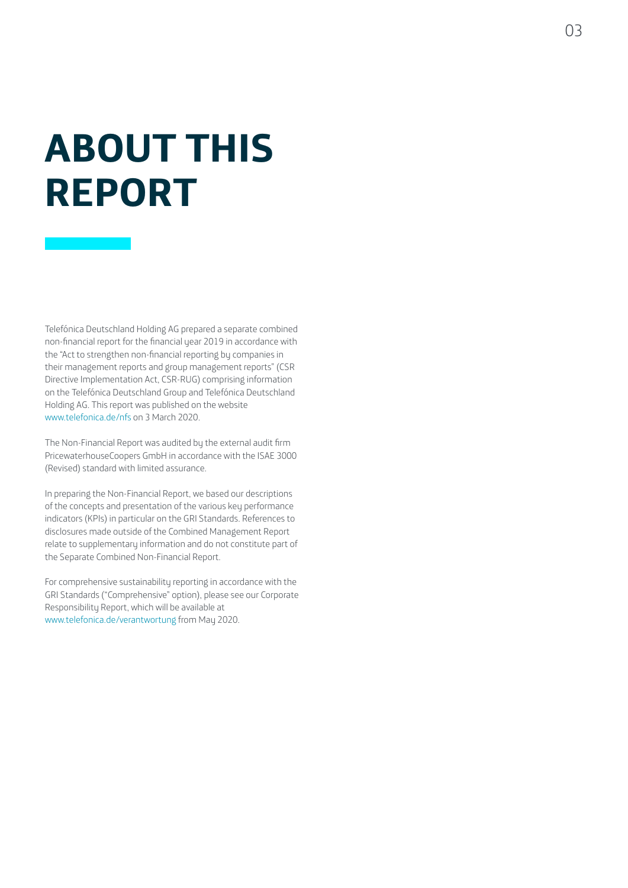# ABOUT THIS REPORT

Telefónica Deutschland Holding AG prepared a separate combined non-financial report for the financial year 2019 in accordance with the "Act to strengthen non-financial reporting by companies in their management reports and group management reports" (CSR Directive Implementation Act, CSR-RUG) comprising information on the Telefónica Deutschland Group and Telefónica Deutschland Holding AG. This report was published on the website www.telefonica.de/nfs on 3 March 2020.

The Non-Financial Report was audited by the external audit firm PricewaterhouseCoopers GmbH in accordance with the ISAE 3000 (Revised) standard with limited assurance.

In preparing the Non-Financial Report, we based our descriptions of the concepts and presentation of the various key performance indicators (KPIs) in particular on the GRI Standards. References to disclosures made outside of the Combined Management Report relate to supplementary information and do not constitute part of the Separate Combined Non-Financial Report.

For comprehensive sustainability reporting in accordance with the GRI Standards ("Comprehensive" option), please see our Corporate Responsibility Report, which will be available at www.telefonica.de/verantwortung from May 2020.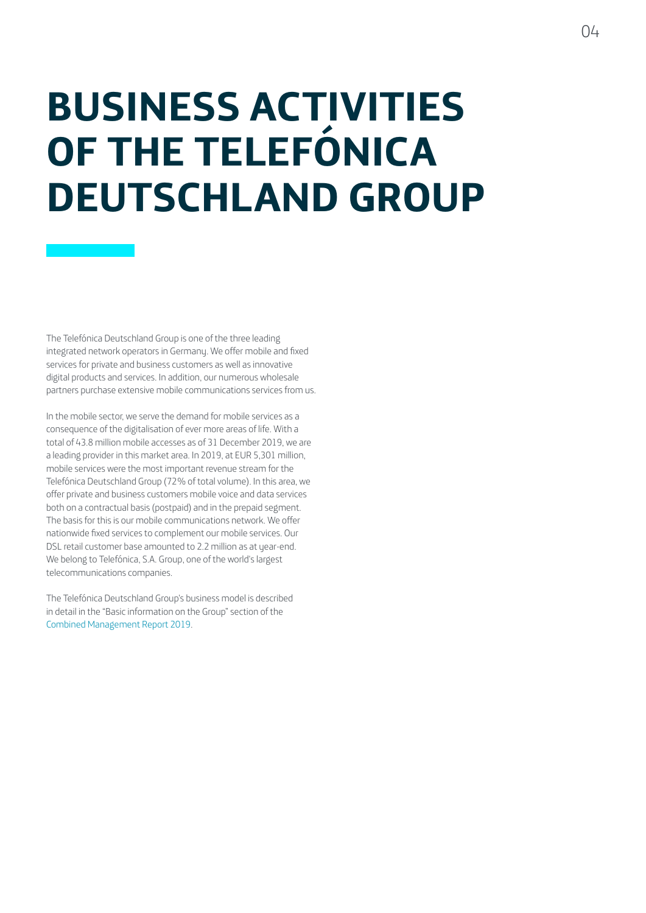# BUSINESS ACTIVITIES OF THE TELEFÓNICA DEUTSCHLAND GROUP

The Telefónica Deutschland Group is one of the three leading integrated network operators in Germany. We offer mobile and fixed services for private and business customers as well as innovative digital products and services. In addition, our numerous wholesale partners purchase extensive mobile communications services from us.

In the mobile sector, we serve the demand for mobile services as a consequence of the digitalisation of ever more areas of life. With a total of 43.8 million mobile accesses as of 31 December 2019, we are a leading provider in this market area. In 2019, at EUR 5,301 million, mobile services were the most important revenue stream for the Telefónica Deutschland Group (72% of total volume). In this area, we offer private and business customers mobile voice and data services both on a contractual basis (postpaid) and in the prepaid segment. The basis for this is our mobile communications network. We offer nationwide fixed services to complement our mobile services. Our DSL retail customer base amounted to 2.2 million as at year-end. We belong to Telefónica, S.A. Group, one of the world's largest telecommunications companies.

The Telefónica Deutschland Group's business model is described in detail in the "Basic information on the Group" section of the Combined Management Report 2019.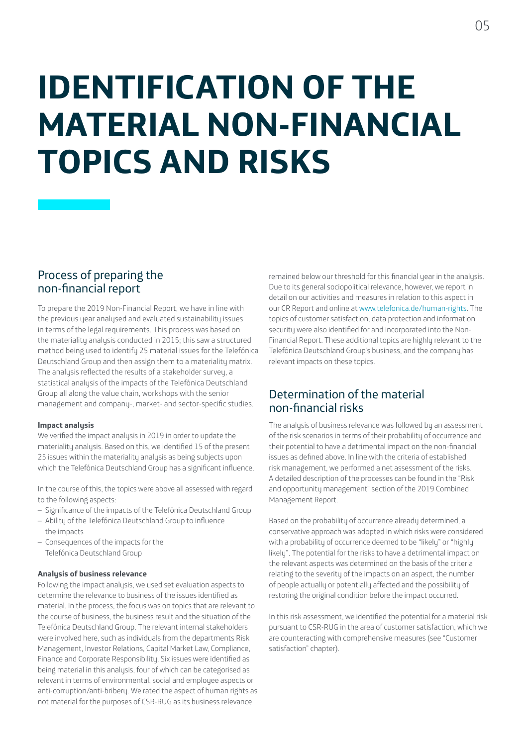# IDENTIFICATION OF THE MATERIAL NON-FINANCIAL TOPICS AND RISKS

## Process of preparing the non-financial report

To prepare the 2019 Non-Financial Report, we have in line with the previous year analysed and evaluated sustainability issues in terms of the legal requirements. This process was based on the materiality analysis conducted in 2015; this saw a structured method being used to identify 25 material issues for the Telefónica Deutschland Group and then assign them to a materiality matrix. The analysis reflected the results of a stakeholder survey, a statistical analysis of the impacts of the Telefónica Deutschland Group all along the value chain, workshops with the senior management and company-, market- and sector-specific studies.

**Impact analysis**

We verified the impact analysis in 2019 in order to update the materiality analysis. Based on this, we identified 15 of the present 25 issues within the materiality analysis as being subjects upon which the Telefónica Deutschland Group has a significant influence.

In the course of this, the topics were above all assessed with regard to the following aspects:

- Significance of the impacts of the Telefónica Deutschland Group
- Ability of the Telefónica Deutschland Group to influence the impacts
- Consequences of the impacts for the Telefónica Deutschland Group

**Analysis of business relevance**

Following the impact analysis, we used set evaluation aspects to determine the relevance to business of the issues identified as material. In the process, the focus was on topics that are relevant to the course of business, the business result and the situation of the Telefónica Deutschland Group. The relevant internal stakeholders were involved here, such as individuals from the departments Risk Management, Investor Relations, Capital Market Law, Compliance, Finance and Corporate Responsibility. Six issues were identified as being material in this analysis, four of which can be categorised as relevant in terms of environmental, social and employee aspects or anti-corruption/anti-bribery. We rated the aspect of human rights as not material for the purposes of CSR-RUG as its business relevance remained below our threshold for this financial year in the analysis. Due to its general sociopolitical relevance, however, we report in detail on our activities and measures in relation to this aspect in our CR Report and online at www.telefonica.de/human-rights. The topics of customer satisfaction, data protection and information security were also identified for and incorporated into the Non-Financial Report. These additional topics are highly relevant to the Telefónica Deutschland Group's business, and the company has relevant impacts on these topics.

## Determination of the material non-financial risks

The analysis of business relevance was followed by an assessment of the risk scenarios in terms of their probability of occurrence and their potential to have a detrimental impact on the non-financial issues as defined above. In line with the criteria of established risk management, we performed a net assessment of the risks. A detailed description of the processes can be found in the "Risk and opportunity management" section of the 2019 Combined Management Report.

Based on the probability of occurrence already determined, a conservative approach was adopted in which risks were considered with a probability of occurrence deemed to be "likely" or "highly likely". The potential for the risks to have a detrimental impact on the relevant aspects was determined on the basis of the criteria relating to the severity of the impacts on an aspect, the number of people actually or potentially affected and the possibility of restoring the original condition before the impact occurred.

In this risk assessment, we identified the potential for a material risk pursuant to CSR-RUG in the area of customer satisfaction, which we are counteracting with comprehensive measures (see "Customer satisfaction" chapter).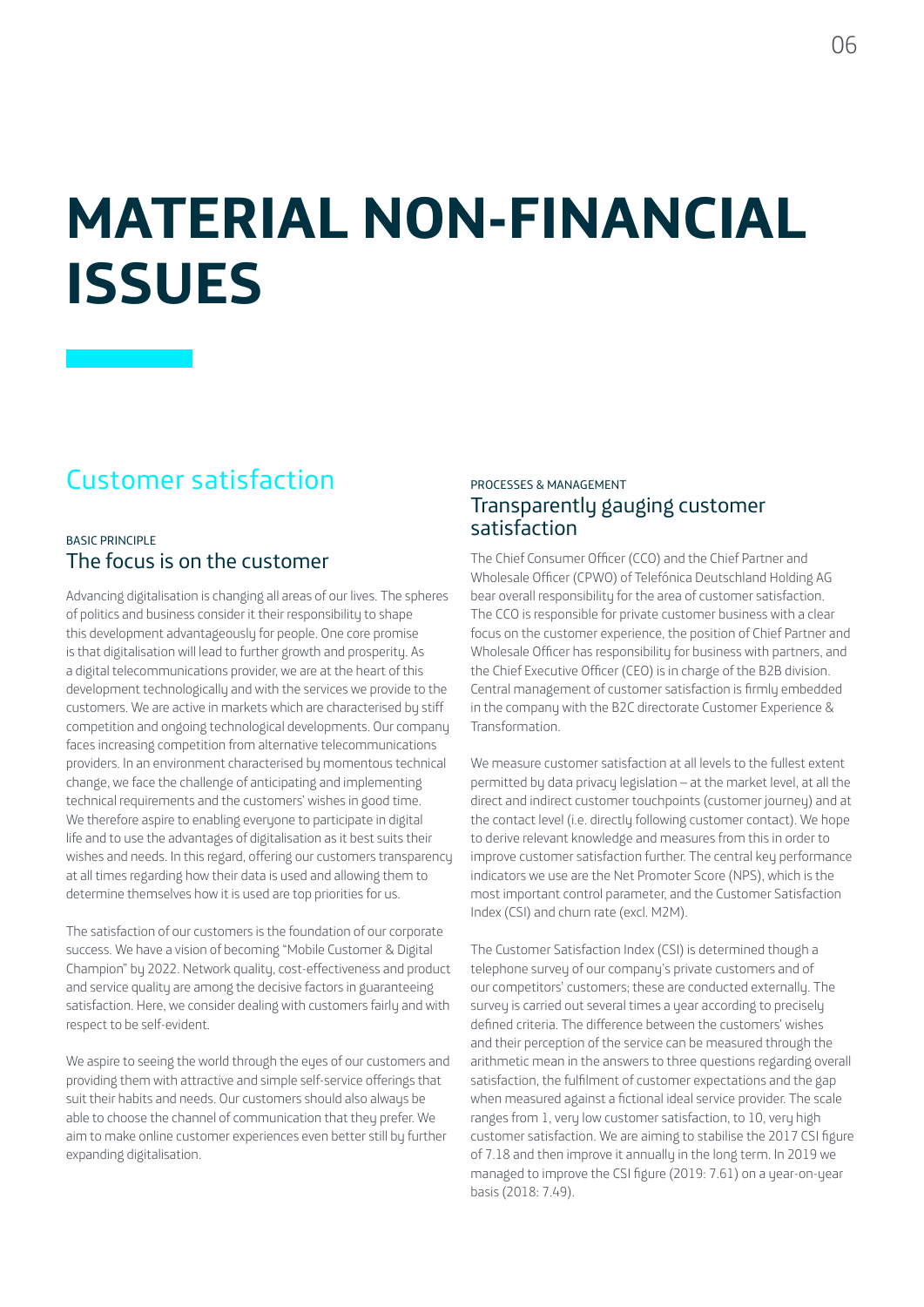# MATERIAL NON-FINANCIAL ISSUES

## Customer satisfaction

BASIC PRINCIPLE

### The focus is on the customer

Advancing digitalisation is changing all areas of our lives. The spheres of politics and business consider it their responsibility to shape this development advantageously for people. One core promise is that digitalisation will lead to further growth and prosperity. As a digital telecommunications provider, we are at the heart of this development technologically and with the services we provide to the customers. We are active in markets which are characterised by stiff competition and ongoing technological developments. Our company faces increasing competition from alternative telecommunications providers. In an environment characterised by momentous technical change, we face the challenge of anticipating and implementing technical requirements and the customers' wishes in good time. We therefore aspire to enabling everyone to participate in digital life and to use the advantages of digitalisation as it best suits their wishes and needs. In this regard, offering our customers transparency at all times regarding how their data is used and allowing them to determine themselves how it is used are top priorities for us.

The satisfaction of our customers is the foundation of our corporate success. We have a vision of becoming "Mobile Customer & Digital Champion" by 2022. Network quality, cost-effectiveness and product and service quality are among the decisive factors in guaranteeing satisfaction. Here, we consider dealing with customers fairly and with respect to be self-evident.

We aspire to seeing the world through the eyes of our customers and providing them with attractive and simple self-service offerings that suit their habits and needs. Our customers should also always be able to choose the channel of communication that they prefer. We aim to make online customer experiences even better still by further expanding digitalisation.

PROCESSES & MANAGEMENT

### Transparently gauging customer satisfaction

The Chief Consumer Officer (CCO) and the Chief Partner and Wholesale Officer (CPWO) of Telefónica Deutschland Holding AG bear overall responsibility for the area of customer satisfaction. The CCO is responsible for private customer business with a clear focus on the customer experience, the position of Chief Partner and Wholesale Officer has responsibility for business with partners, and the Chief Executive Officer (CEO) is in charge of the B2B division. Central management of customer satisfaction is firmly embedded in the company with the B2C directorate Customer Experience & Transformation.

We measure customer satisfaction at all levels to the fullest extent permitted by data privacy legislation – at the market level, at all the direct and indirect customer touchpoints (customer journey) and at the contact level (i.e. directly following customer contact). We hope to derive relevant knowledge and measures from this in order to improve customer satisfaction further. The central key performance indicators we use are the Net Promoter Score (NPS), which is the most important control parameter, and the Customer Satisfaction Index (CSI) and churn rate (excl. M2M).

The Customer Satisfaction Index (CSI) is determined though a telephone survey of our company's private customers and of our competitors' customers; these are conducted externally. The survey is carried out several times a year according to precisely defined criteria. The difference between the customers' wishes and their perception of the service can be measured through the arithmetic mean in the answers to three questions regarding overall satisfaction, the fulfilment of customer expectations and the gap when measured against a fictional ideal service provider. The scale ranges from 1, very low customer satisfaction, to 10, very high customer satisfaction. We are aiming to stabilise the 2017 CSI figure of 7.18 and then improve it annually in the long term. In 2019 we managed to improve the CSI figure (2019: 7.61) on a year-on-year basis (2018: 7.49).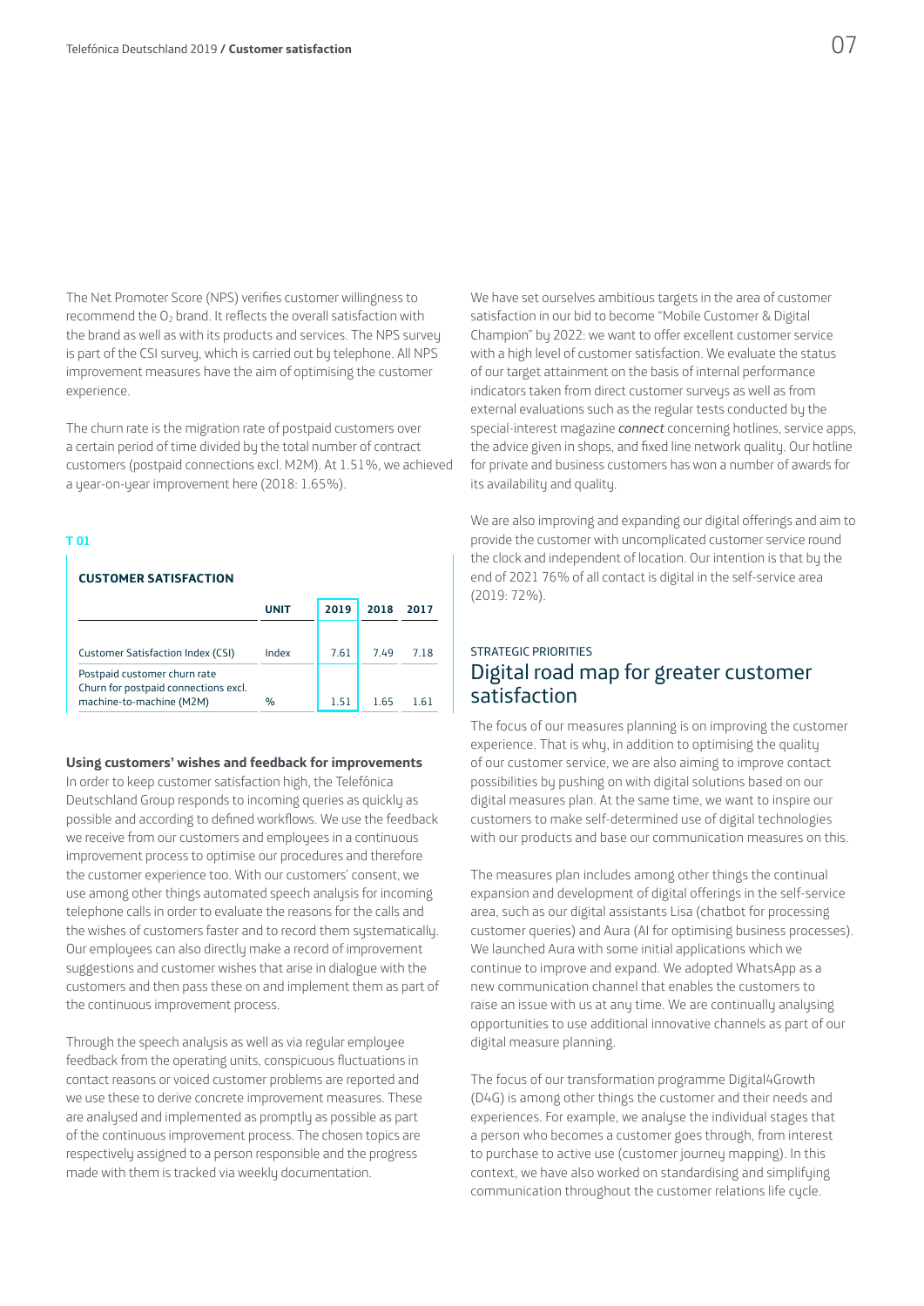The Net Promoter Score (NPS) verifies customer willingness to recommend the $O_2$ brand. It reflects the overall satisfaction with the brand as well as with its products and services. The NPS survey is part of the CSI survey, which is carried out by telephone. All NPS improvement measures have the aim of optimising the customer experience.

The churn rate is the migration rate of postpaid customers over a certain period of time divided by the total number of contract customers (postpaid connections excl. M2M). At 1.51%, we achieved a year-on-year improvement here (2018: 1.65%).

**T 01**

**CUSTOMER SATISFACTION**

| | UNIT | 2019 | 2018 | 2017 |
|---|---|---|---|---|
| Customer Satisfaction Index (CSI) | Index | 7.61 | 7.49 | 7.18 |
| Postpaid customer churn rate Churn for postpaid connections excl. machine-to-machine (M2M) | % | 1.51 | 1.65 | 1.61 |

**Using customers' wishes and feedback for improvements**
In order to keep customer satisfaction high, the Telefónica Deutschland Group responds to incoming queries as quickly as possible and according to defined workflows. We use the feedback we receive from our customers and employees in a continuous improvement process to optimise our procedures and therefore the customer experience too. With our customers' consent, we use among other things automated speech analysis for incoming telephone calls in order to evaluate the reasons for the calls and the wishes of customers faster and to record them systematically. Our employees can also directly make a record of improvement suggestions and customer wishes that arise in dialogue with the customers and then pass these on and implement them as part of the continuous improvement process.

Through the speech analysis as well as via regular employee feedback from the operating units, conspicuous fluctuations in contact reasons or voiced customer problems are reported and we use these to derive concrete improvement measures. These are analysed and implemented as promptly as possible as part of the continuous improvement process. The chosen topics are respectively assigned to a person responsible and the progress made with them is tracked via weekly documentation.

We have set ourselves ambitious targets in the area of customer satisfaction in our bid to become "Mobile Customer & Digital Champion" by 2022: we want to offer excellent customer service with a high level of customer satisfaction. We evaluate the status of our target attainment on the basis of internal performance indicators taken from direct customer surveys as well as from external evaluations such as the regular tests conducted by the special-interest magazine *connect* concerning hotlines, service apps, the advice given in shops, and fixed line network quality. Our hotline for private and business customers has won a number of awards for its availability and quality.

We are also improving and expanding our digital offerings and aim to provide the customer with uncomplicated customer service round the clock and independent of location. Our intention is that by the end of 2021 76% of all contact is digital in the self-service area (2019: 72%).

STRATEGIC PRIORITIES

## Digital road map for greater customer satisfaction

The focus of our measures planning is on improving the customer experience. That is why, in addition to optimising the quality of our customer service, we are also aiming to improve contact possibilities by pushing on with digital solutions based on our digital measures plan. At the same time, we want to inspire our customers to make self-determined use of digital technologies with our products and base our communication measures on this.

The measures plan includes among other things the continual expansion and development of digital offerings in the self-service area, such as our digital assistants Lisa (chatbot for processing customer queries) and Aura (AI for optimising business processes). We launched Aura with some initial applications which we continue to improve and expand. We adopted WhatsApp as a new communication channel that enables the customers to raise an issue with us at any time. We are continually analysing opportunities to use additional innovative channels as part of our digital measure planning.

The focus of our transformation programme Digital4Growth (D4G) is among other things the customer and their needs and experiences. For example, we analyse the individual stages that a person who becomes a customer goes through, from interest to purchase to active use (customer journey mapping). In this context, we have also worked on standardising and simplifying communication throughout the customer relations life cycle.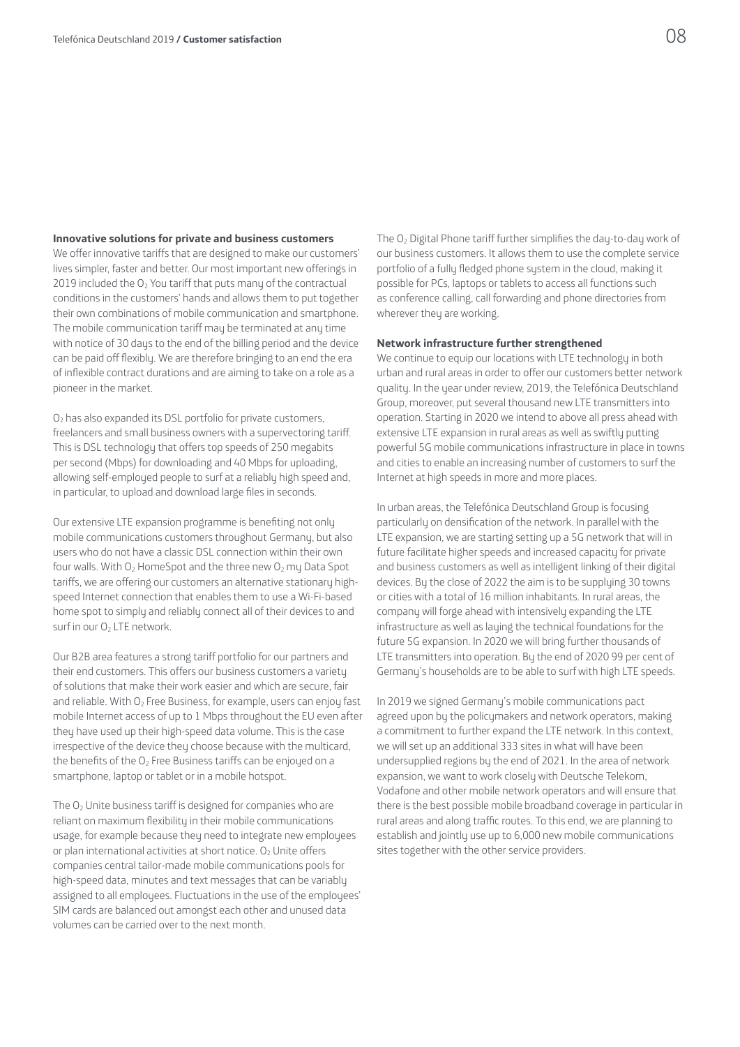**Innovative solutions for private and business customers**

We offer innovative tariffs that are designed to make our customers' lives simpler, faster and better. Our most important new offerings in 2019 included the $O_2$ You tariff that puts many of the contractual conditions in the customers' hands and allows them to put together their own combinations of mobile communication and smartphone. The mobile communication tariff may be terminated at any time with notice of 30 days to the end of the billing period and the device can be paid off flexibly. We are therefore bringing to an end the era of inflexible contract durations and are aiming to take on a role as a pioneer in the market.

$O_2$ has also expanded its DSL portfolio for private customers, freelancers and small business owners with a supervectoring tariff. This is DSL technology that offers top speeds of 250 megabits per second (Mbps) for downloading and 40 Mbps for uploading, allowing self-employed people to surf at a reliably high speed and, in particular, to upload and download large files in seconds.

Our extensive LTE expansion programme is benefiting not only mobile communications customers throughout Germany, but also users who do not have a classic DSL connection within their own four walls. With $O_2$ HomeSpot and the three new $O_2$ my Data Spot tariffs, we are offering our customers an alternative stationary high-speed Internet connection that enables them to use a Wi-Fi-based home spot to simply and reliably connect all of their devices to and surf in our $O_2$ LTE network.

Our B2B area features a strong tariff portfolio for our partners and their end customers. This offers our business customers a variety of solutions that make their work easier and which are secure, fair and reliable. With $O_2$ Free Business, for example, users can enjoy fast mobile Internet access of up to 1 Mbps throughout the EU even after they have used up their high-speed data volume. This is the case irrespective of the device they choose because with the multicard, the benefits of the $O_2$ Free Business tariffs can be enjoyed on a smartphone, laptop or tablet or in a mobile hotspot.

The $O_2$ Unite business tariff is designed for companies who are reliant on maximum flexibility in their mobile communications usage, for example because they need to integrate new employees or plan international activities at short notice. $O_2$ Unite offers companies central tailor-made mobile communications pools for high-speed data, minutes and text messages that can be variably assigned to all employees. Fluctuations in the use of the employees' SIM cards are balanced out amongst each other and unused data volumes can be carried over to the next month.

The $O_2$ Digital Phone tariff further simplifies the day-to-day work of our business customers. It allows them to use the complete service portfolio of a fully fledged phone system in the cloud, making it possible for PCs, laptops or tablets to access all functions such as conference calling, call forwarding and phone directories from wherever they are working.

**Network infrastructure further strengthened**

We continue to equip our locations with LTE technology in both urban and rural areas in order to offer our customers better network quality. In the year under review, 2019, the Telefónica Deutschland Group, moreover, put several thousand new LTE transmitters into operation. Starting in 2020 we intend to above all press ahead with extensive LTE expansion in rural areas as well as swiftly putting powerful 5G mobile communications infrastructure in place in towns and cities to enable an increasing number of customers to surf the Internet at high speeds in more and more places.

In urban areas, the Telefónica Deutschland Group is focusing particularly on densification of the network. In parallel with the LTE expansion, we are starting setting up a 5G network that will in future facilitate higher speeds and increased capacity for private and business customers as well as intelligent linking of their digital devices. By the close of 2022 the aim is to be supplying 30 towns or cities with a total of 16 million inhabitants. In rural areas, the company will forge ahead with intensively expanding the LTE infrastructure as well as laying the technical foundations for the future 5G expansion. In 2020 we will bring further thousands of LTE transmitters into operation. By the end of 2020 99 per cent of Germany's households are to be able to surf with high LTE speeds.

In 2019 we signed Germany's mobile communications pact agreed upon by the policymakers and network operators, making a commitment to further expand the LTE network. In this context, we will set up an additional 333 sites in what will have been undersupplied regions by the end of 2021. In the area of network expansion, we want to work closely with Deutsche Telekom, Vodafone and other mobile network operators and will ensure that there is the best possible mobile broadband coverage in particular in rural areas and along traffic routes. To this end, we are planning to establish and jointly use up to 6,000 new mobile communications sites together with the other service providers.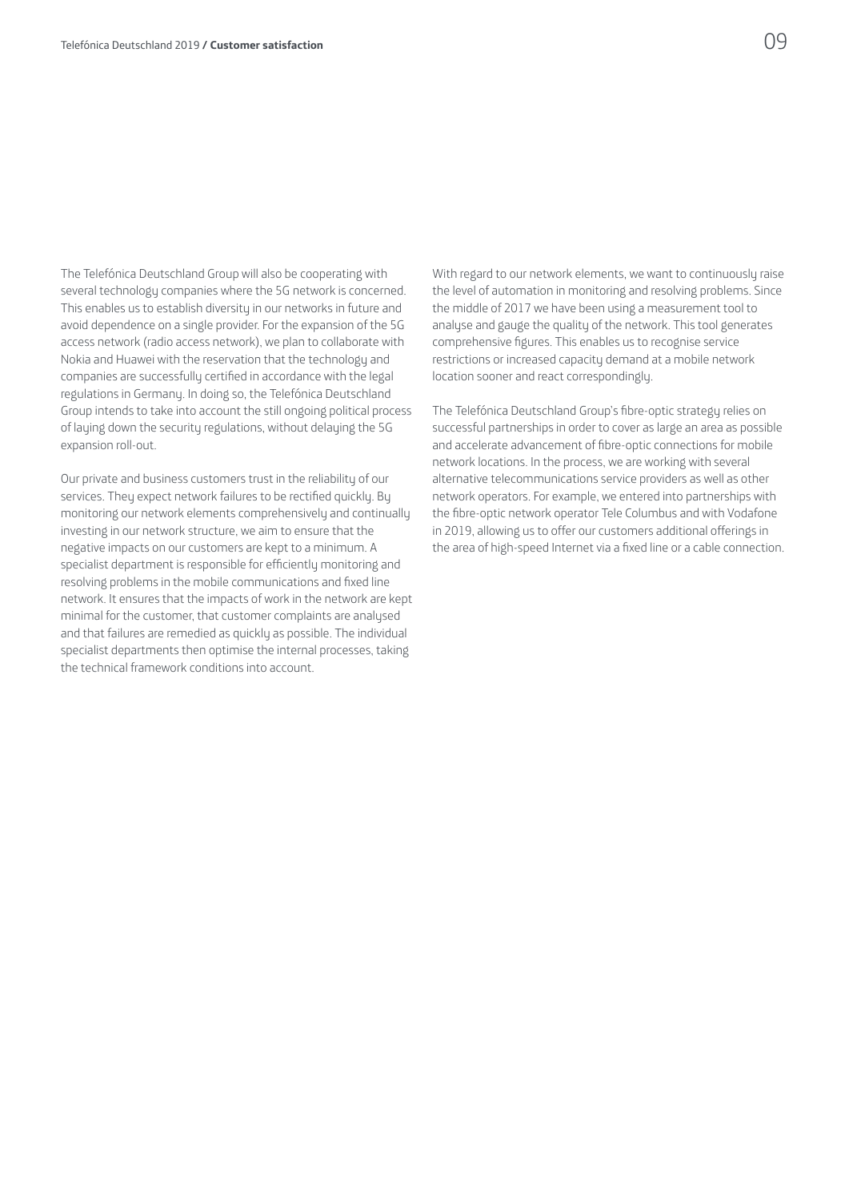The Telefónica Deutschland Group will also be cooperating with several technology companies where the 5G network is concerned. This enables us to establish diversity in our networks in future and avoid dependence on a single provider. For the expansion of the 5G access network (radio access network), we plan to collaborate with Nokia and Huawei with the reservation that the technology and companies are successfully certified in accordance with the legal regulations in Germany. In doing so, the Telefónica Deutschland Group intends to take into account the still ongoing political process of laying down the security regulations, without delaying the 5G expansion roll-out.

Our private and business customers trust in the reliability of our services. They expect network failures to be rectified quickly. By monitoring our network elements comprehensively and continually investing in our network structure, we aim to ensure that the negative impacts on our customers are kept to a minimum. A specialist department is responsible for efficiently monitoring and resolving problems in the mobile communications and fixed line network. It ensures that the impacts of work in the network are kept minimal for the customer, that customer complaints are analysed and that failures are remedied as quickly as possible. The individual specialist departments then optimise the internal processes, taking the technical framework conditions into account.

With regard to our network elements, we want to continuously raise the level of automation in monitoring and resolving problems. Since the middle of 2017 we have been using a measurement tool to analyse and gauge the quality of the network. This tool generates comprehensive figures. This enables us to recognise service restrictions or increased capacity demand at a mobile network location sooner and react correspondingly.

The Telefónica Deutschland Group's fibre-optic strategy relies on successful partnerships in order to cover as large an area as possible and accelerate advancement of fibre-optic connections for mobile network locations. In the process, we are working with several alternative telecommunications service providers as well as other network operators. For example, we entered into partnerships with the fibre-optic network operator Tele Columbus and with Vodafone in 2019, allowing us to offer our customers additional offerings in the area of high-speed Internet via a fixed line or a cable connection.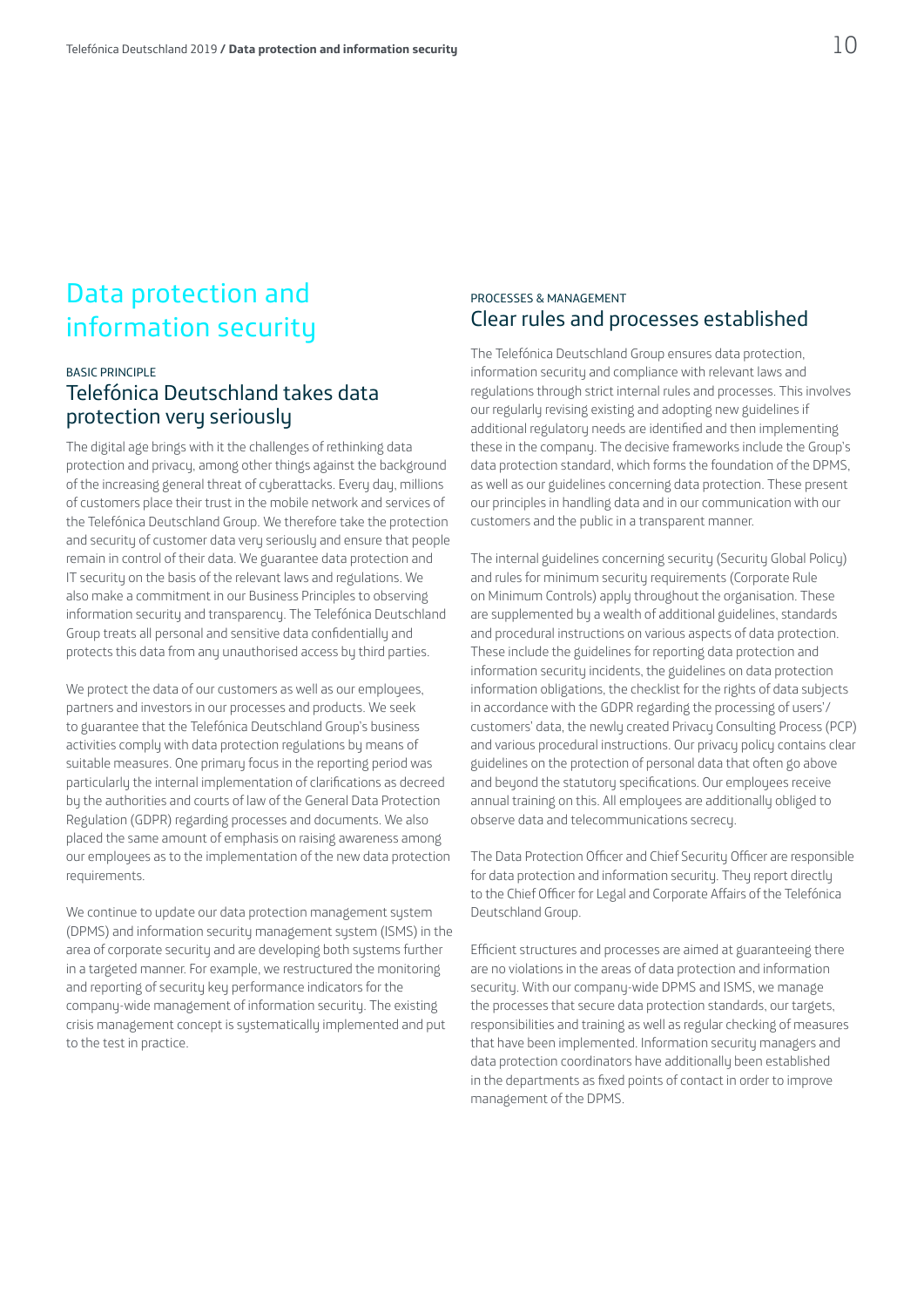# Data protection and information security

BASIC PRINCIPLE

## Telefónica Deutschland takes data protection very seriously

The digital age brings with it the challenges of rethinking data protection and privacy, among other things against the background of the increasing general threat of cyberattacks. Every day, millions of customers place their trust in the mobile network and services of the Telefónica Deutschland Group. We therefore take the protection and security of customer data very seriously and ensure that people remain in control of their data. We guarantee data protection and IT security on the basis of the relevant laws and regulations. We also make a commitment in our Business Principles to observing information security and transparency. The Telefónica Deutschland Group treats all personal and sensitive data confidentially and protects this data from any unauthorised access by third parties.

We protect the data of our customers as well as our employees, partners and investors in our processes and products. We seek to guarantee that the Telefónica Deutschland Group's business activities comply with data protection regulations by means of suitable measures. One primary focus in the reporting period was particularly the internal implementation of clarifications as decreed by the authorities and courts of law of the General Data Protection Regulation (GDPR) regarding processes and documents. We also placed the same amount of emphasis on raising awareness among our employees as to the implementation of the new data protection requirements.

We continue to update our data protection management system (DPMS) and information security management system (ISMS) in the area of corporate security and are developing both systems further in a targeted manner. For example, we restructured the monitoring and reporting of security key performance indicators for the company-wide management of information security. The existing crisis management concept is systematically implemented and put to the test in practice.

PROCESSES & MANAGEMENT

## Clear rules and processes established

The Telefónica Deutschland Group ensures data protection, information security and compliance with relevant laws and regulations through strict internal rules and processes. This involves our regularly revising existing and adopting new guidelines if additional regulatory needs are identified and then implementing these in the company. The decisive frameworks include the Group's data protection standard, which forms the foundation of the DPMS, as well as our guidelines concerning data protection. These present our principles in handling data and in our communication with our customers and the public in a transparent manner.

The internal guidelines concerning security (Security Global Policy) and rules for minimum security requirements (Corporate Rule on Minimum Controls) apply throughout the organisation. These are supplemented by a wealth of additional guidelines, standards and procedural instructions on various aspects of data protection. These include the guidelines for reporting data protection and information security incidents, the guidelines on data protection information obligations, the checklist for the rights of data subjects in accordance with the GDPR regarding the processing of users'/ customers' data, the newly created Privacy Consulting Process (PCP) and various procedural instructions. Our privacy policy contains clear guidelines on the protection of personal data that often go above and beyond the statutory specifications. Our employees receive annual training on this. All employees are additionally obliged to observe data and telecommunications secrecy.

The Data Protection Officer and Chief Security Officer are responsible for data protection and information security. They report directly to the Chief Officer for Legal and Corporate Affairs of the Telefónica Deutschland Group.

Efficient structures and processes are aimed at guaranteeing there are no violations in the areas of data protection and information security. With our company-wide DPMS and ISMS, we manage the processes that secure data protection standards, our targets, responsibilities and training as well as regular checking of measures that have been implemented. Information security managers and data protection coordinators have additionally been established in the departments as fixed points of contact in order to improve management of the DPMS.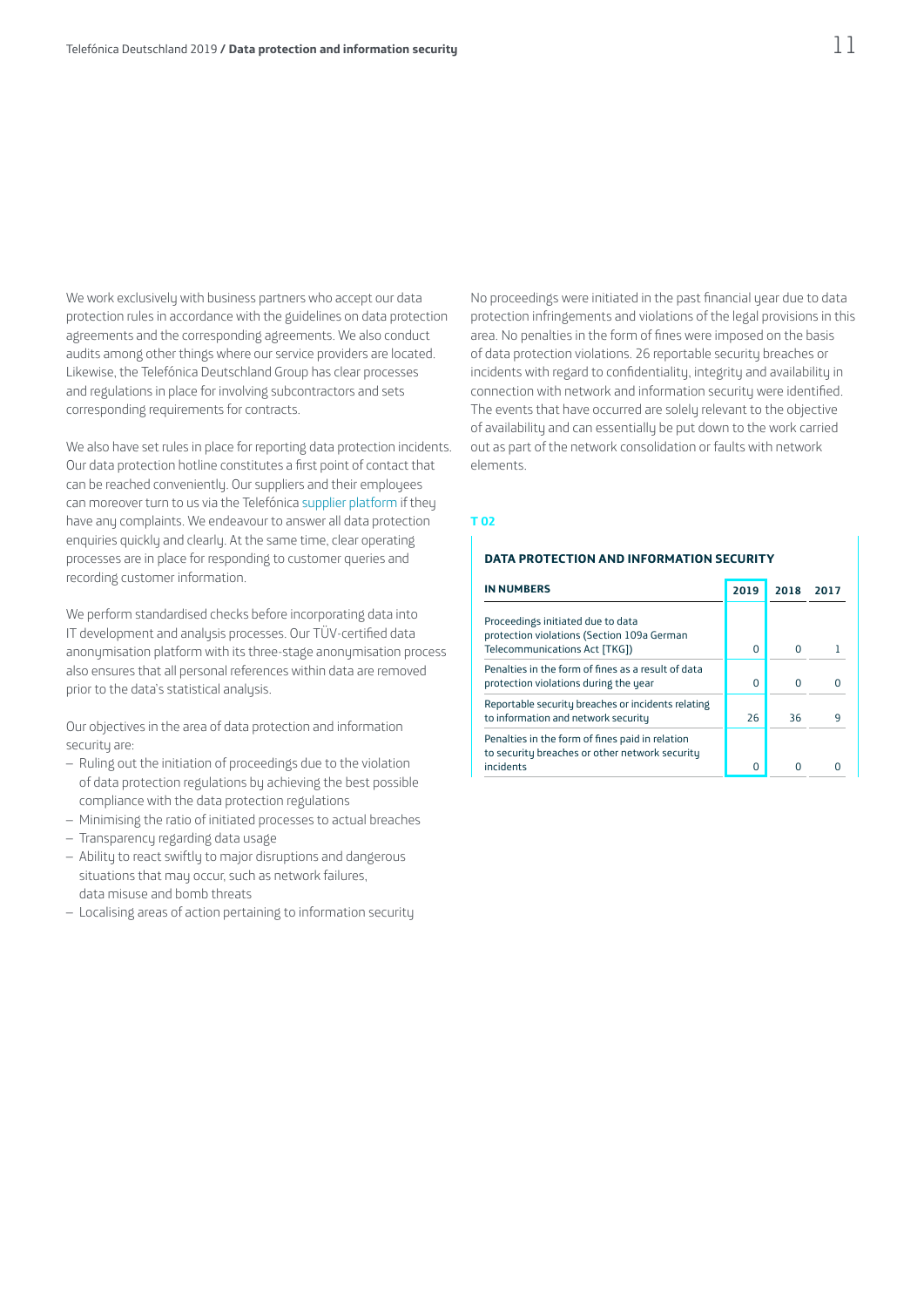We work exclusively with business partners who accept our data protection rules in accordance with the guidelines on data protection agreements and the corresponding agreements. We also conduct audits among other things where our service providers are located. Likewise, the Telefónica Deutschland Group has clear processes and regulations in place for involving subcontractors and sets corresponding requirements for contracts.

We also have set rules in place for reporting data protection incidents. Our data protection hotline constitutes a first point of contact that can be reached conveniently. Our suppliers and their employees can moreover turn to us via the Telefónica supplier platform if they have any complaints. We endeavour to answer all data protection enquiries quickly and clearly. At the same time, clear operating processes are in place for responding to customer queries and recording customer information.

We perform standardised checks before incorporating data into IT development and analysis processes. Our TÜV-certified data anonymisation platform with its three-stage anonymisation process also ensures that all personal references within data are removed prior to the data's statistical analysis.

Our objectives in the area of data protection and information security are:

- Ruling out the initiation of proceedings due to the violation of data protection regulations by achieving the best possible compliance with the data protection regulations
- Minimising the ratio of initiated processes to actual breaches
- Transparency regarding data usage
- Ability to react swiftly to major disruptions and dangerous situations that may occur, such as network failures, data misuse and bomb threats
- Localising areas of action pertaining to information security

No proceedings were initiated in the past financial year due to data protection infringements and violations of the legal provisions in this area. No penalties in the form of fines were imposed on the basis of data protection violations. 26 reportable security breaches or incidents with regard to confidentiality, integrity and availability in connection with network and information security were identified. The events that have occurred are solely relevant to the objective of availability and can essentially be put down to the work carried out as part of the network consolidation or faults with network elements.

**T 02**

**DATA PROTECTION AND INFORMATION SECURITY**

| IN NUMBERS | 2019 | 2018 | 2017 |
|---|---|---|---|
| Proceedings initiated due to data protection violations (Section 109a German Telecommunications Act [TKG]) | 0 | 0 | 1 |
| Penalties in the form of fines as a result of data protection violations during the year | 0 | 0 | 0 |
| Reportable security breaches or incidents relating to information and network security | 26 | 36 | 9 |
| Penalties in the form of fines paid in relation to security breaches or other network security incidents | 0 | 0 | 0 |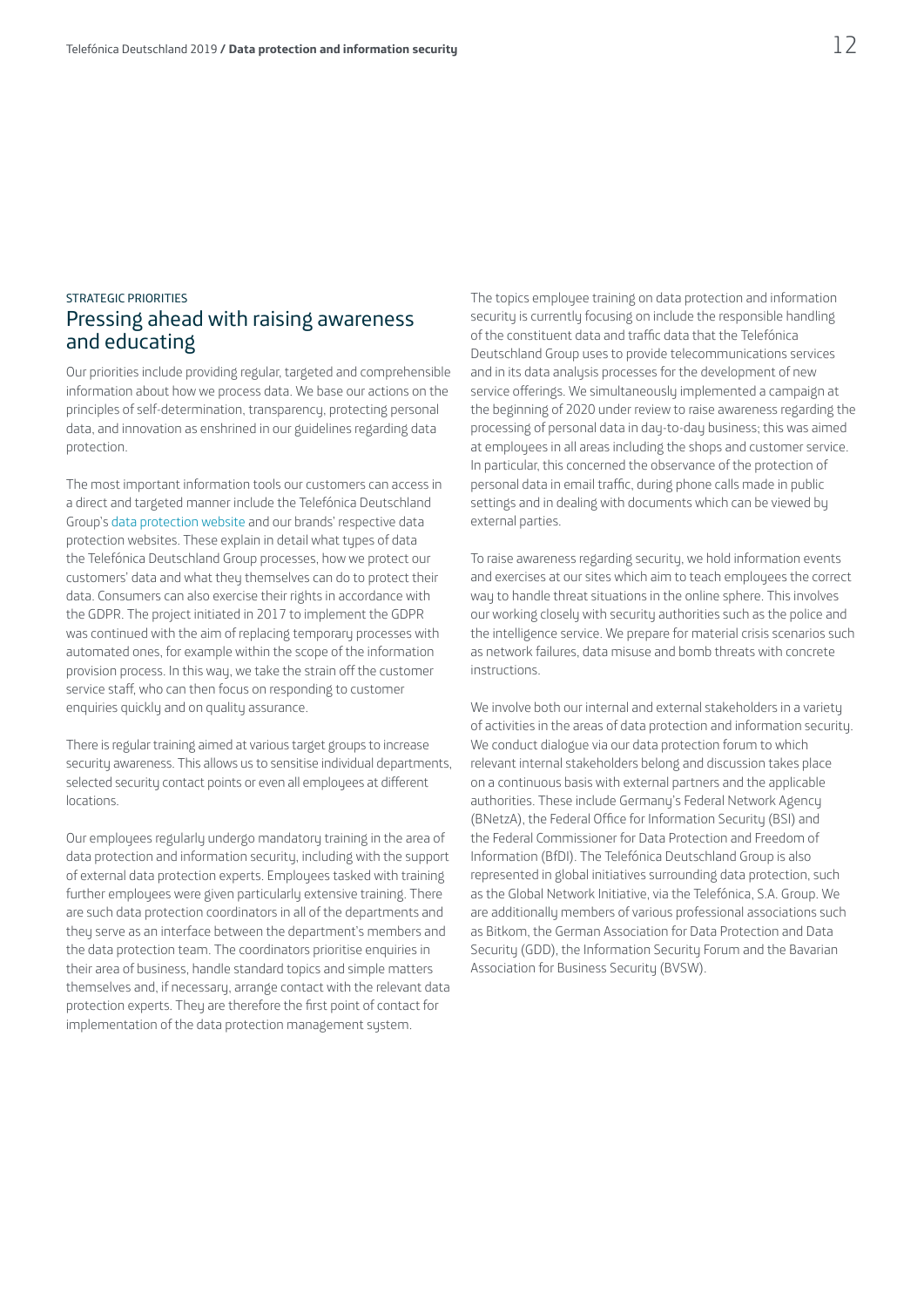STRATEGIC PRIORITIES

## Pressing ahead with raising awareness and educating

Our priorities include providing regular, targeted and comprehensible information about how we process data. We base our actions on the principles of self-determination, transparency, protecting personal data, and innovation as enshrined in our guidelines regarding data protection.

The most important information tools our customers can access in a direct and targeted manner include the Telefónica Deutschland Group's data protection website and our brands' respective data protection websites. These explain in detail what types of data the Telefónica Deutschland Group processes, how we protect our customers' data and what they themselves can do to protect their data. Consumers can also exercise their rights in accordance with the GDPR. The project initiated in 2017 to implement the GDPR was continued with the aim of replacing temporary processes with automated ones, for example within the scope of the information provision process. In this way, we take the strain off the customer service staff, who can then focus on responding to customer enquiries quickly and on quality assurance.

There is regular training aimed at various target groups to increase security awareness. This allows us to sensitise individual departments, selected security contact points or even all employees at different locations.

Our employees regularly undergo mandatory training in the area of data protection and information security, including with the support of external data protection experts. Employees tasked with training further employees were given particularly extensive training. There are such data protection coordinators in all of the departments and they serve as an interface between the department's members and the data protection team. The coordinators prioritise enquiries in their area of business, handle standard topics and simple matters themselves and, if necessary, arrange contact with the relevant data protection experts. They are therefore the first point of contact for implementation of the data protection management system.

The topics employee training on data protection and information security is currently focusing on include the responsible handling of the constituent data and traffic data that the Telefónica Deutschland Group uses to provide telecommunications services and in its data analysis processes for the development of new service offerings. We simultaneously implemented a campaign at the beginning of 2020 under review to raise awareness regarding the processing of personal data in day-to-day business; this was aimed at employees in all areas including the shops and customer service. In particular, this concerned the observance of the protection of personal data in email traffic, during phone calls made in public settings and in dealing with documents which can be viewed by external parties.

To raise awareness regarding security, we hold information events and exercises at our sites which aim to teach employees the correct way to handle threat situations in the online sphere. This involves our working closely with security authorities such as the police and the intelligence service. We prepare for material crisis scenarios such as network failures, data misuse and bomb threats with concrete instructions.

We involve both our internal and external stakeholders in a variety of activities in the areas of data protection and information security. We conduct dialogue via our data protection forum to which relevant internal stakeholders belong and discussion takes place on a continuous basis with external partners and the applicable authorities. These include Germany's Federal Network Agency (BNetzA), the Federal Office for Information Security (BSI) and the Federal Commissioner for Data Protection and Freedom of Information (BfDI). The Telefónica Deutschland Group is also represented in global initiatives surrounding data protection, such as the Global Network Initiative, via the Telefónica, S.A. Group. We are additionally members of various professional associations such as Bitkom, the German Association for Data Protection and Data Security (GDD), the Information Security Forum and the Bavarian Association for Business Security (BVSW).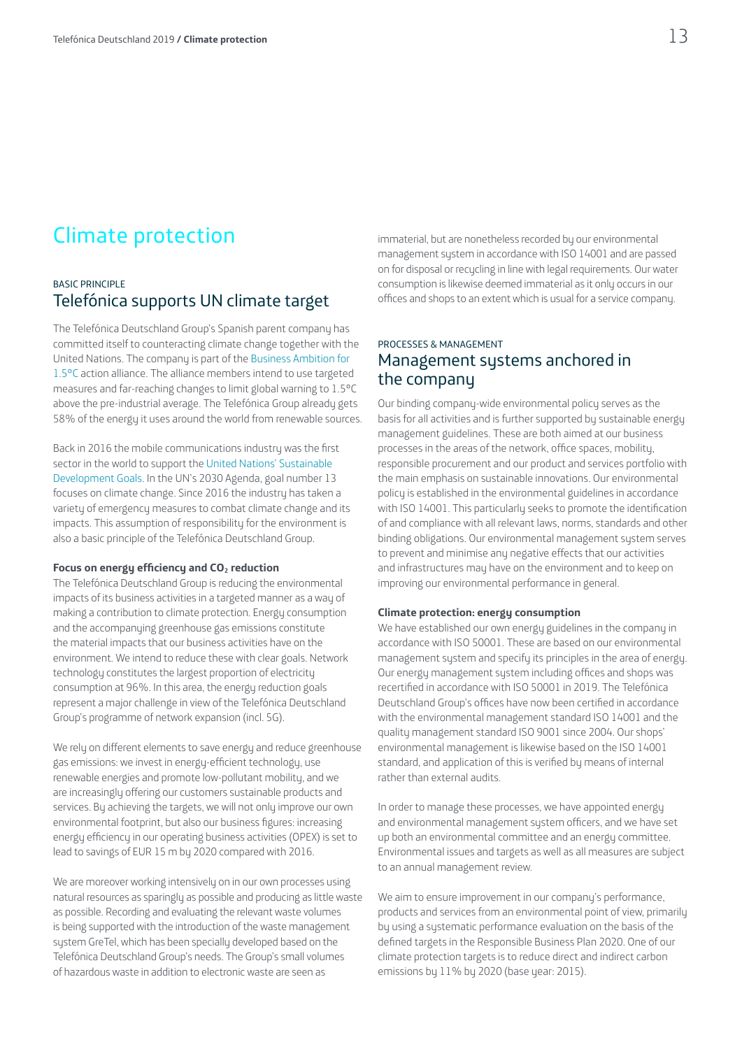# Climate protection

BASIC PRINCIPLE

## Telefónica supports UN climate target

The Telefónica Deutschland Group's Spanish parent company has committed itself to counteracting climate change together with the United Nations. The company is part of the Business Ambition for 1.5°C action alliance. The alliance members intend to use targeted measures and far-reaching changes to limit global warning to 1.5°C above the pre-industrial average. The Telefónica Group already gets 58% of the energy it uses around the world from renewable sources.

Back in 2016 the mobile communications industry was the first sector in the world to support the United Nations' Sustainable Development Goals. In the UN's 2030 Agenda, goal number 13 focuses on climate change. Since 2016 the industry has taken a variety of emergency measures to combat climate change and its impacts. This assumption of responsibility for the environment is also a basic principle of the Telefónica Deutschland Group.

**Focus on energy efficiency and $CO_2$ reduction**

The Telefónica Deutschland Group is reducing the environmental impacts of its business activities in a targeted manner as a way of making a contribution to climate protection. Energy consumption and the accompanying greenhouse gas emissions constitute the material impacts that our business activities have on the environment. We intend to reduce these with clear goals. Network technology constitutes the largest proportion of electricity consumption at 96%. In this area, the energy reduction goals represent a major challenge in view of the Telefónica Deutschland Group's programme of network expansion (incl. 5G).

We rely on different elements to save energy and reduce greenhouse gas emissions: we invest in energy-efficient technology, use renewable energies and promote low-pollutant mobility, and we are increasingly offering our customers sustainable products and services. By achieving the targets, we will not only improve our own environmental footprint, but also our business figures: increasing energy efficiency in our operating business activities (OPEX) is set to lead to savings of EUR 15 m by 2020 compared with 2016.

We are moreover working intensively on in our own processes using natural resources as sparingly as possible and producing as little waste as possible. Recording and evaluating the relevant waste volumes is being supported with the introduction of the waste management system GreTel, which has been specially developed based on the Telefónica Deutschland Group's needs. The Group's small volumes of hazardous waste in addition to electronic waste are seen as immaterial, but are nonetheless recorded by our environmental management system in accordance with ISO 14001 and are passed on for disposal or recycling in line with legal requirements. Our water consumption is likewise deemed immaterial as it only occurs in our offices and shops to an extent which is usual for a service company.

PROCESSES & MANAGEMENT

## Management systems anchored in the company

Our binding company-wide environmental policy serves as the basis for all activities and is further supported by sustainable energy management guidelines. These are both aimed at our business processes in the areas of the network, office spaces, mobility, responsible procurement and our product and services portfolio with the main emphasis on sustainable innovations. Our environmental policy is established in the environmental guidelines in accordance with ISO 14001. This particularly seeks to promote the identification of and compliance with all relevant laws, norms, standards and other binding obligations. Our environmental management system serves to prevent and minimise any negative effects that our activities and infrastructures may have on the environment and to keep on improving our environmental performance in general.

**Climate protection: energy consumption**

We have established our own energy guidelines in the company in accordance with ISO 50001. These are based on our environmental management system and specify its principles in the area of energy. Our energy management system including offices and shops was recertified in accordance with ISO 50001 in 2019. The Telefónica Deutschland Group's offices have now been certified in accordance with the environmental management standard ISO 14001 and the quality management standard ISO 9001 since 2004. Our shops' environmental management is likewise based on the ISO 14001 standard, and application of this is verified by means of internal rather than external audits.

In order to manage these processes, we have appointed energy and environmental management system officers, and we have set up both an environmental committee and an energy committee. Environmental issues and targets as well as all measures are subject to an annual management review.

We aim to ensure improvement in our company's performance, products and services from an environmental point of view, primarily by using a systematic performance evaluation on the basis of the defined targets in the Responsible Business Plan 2020. One of our climate protection targets is to reduce direct and indirect carbon emissions by 11% by 2020 (base year: 2015).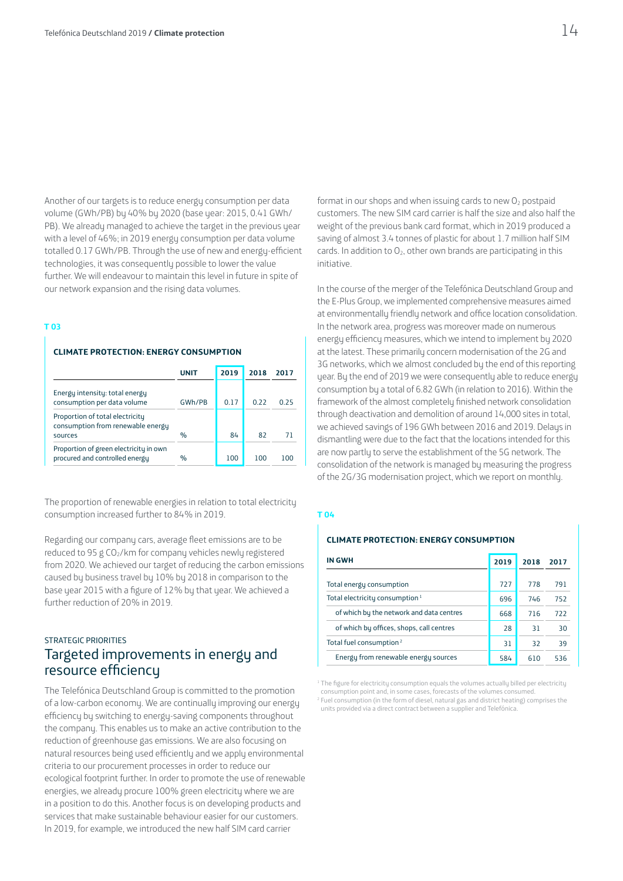Another of our targets is to reduce energy consumption per data volume (GWh/PB) by 40% by 2020 (base year: 2015, 0.41 GWh/PB). We already managed to achieve the target in the previous year with a level of 46%; in 2019 energy consumption per data volume totalled 0.17 GWh/PB. Through the use of new and energy-efficient technologies, it was consequently possible to lower the value further. We will endeavour to maintain this level in future in spite of our network expansion and the rising data volumes.

**T 03**

**CLIMATE PROTECTION: ENERGY CONSUMPTION**

| | UNIT | 2019 | 2018 | 2017 |
|---|---|---|---|---|
| Energy intensity: total energy consumption per data volume | GWh/PB | 0.17 | 0.22 | 0.25 |
| Proportion of total electricity consumption from renewable energy sources | % | 84 | 82 | 71 |
| Proportion of green electricity in own procured and controlled energy | % | 100 | 100 | 100 |

The proportion of renewable energies in relation to total electricity consumption increased further to 84% in 2019.

Regarding our company cars, average fleet emissions are to be reduced to 95 g $CO_2$/km for company vehicles newly registered from 2020. We achieved our target of reducing the carbon emissions caused by business travel by 10% by 2018 in comparison to the base year 2015 with a figure of 12% by that year. We achieved a further reduction of 20% in 2019.

STRATEGIC PRIORITIES

## Targeted improvements in energy and resource efficiency

The Telefónica Deutschland Group is committed to the promotion of a low-carbon economy. We are continually improving our energy efficiency by switching to energy-saving components throughout the company. This enables us to make an active contribution to the reduction of greenhouse gas emissions. We are also focusing on natural resources being used efficiently and we apply environmental criteria to our procurement processes in order to reduce our ecological footprint further. In order to promote the use of renewable energies, we already procure 100% green electricity where we are in a position to do this. Another focus is on developing products and services that make sustainable behaviour easier for our customers. In 2019, for example, we introduced the new half SIM card carrier format in our shops and when issuing cards to new $O_2$ postpaid customers. The new SIM card carrier is half the size and also half the weight of the previous bank card format, which in 2019 produced a saving of almost 3.4 tonnes of plastic for about 1.7 million half SIM cards. In addition to $O_2$, other own brands are participating in this initiative.

In the course of the merger of the Telefónica Deutschland Group and the E-Plus Group, we implemented comprehensive measures aimed at environmentally friendly network and office location consolidation. In the network area, progress was moreover made on numerous energy efficiency measures, which we intend to implement by 2020 at the latest. These primarily concern modernisation of the 2G and 3G networks, which we almost concluded by the end of this reporting year. By the end of 2019 we were consequently able to reduce energy consumption by a total of 6.82 GWh (in relation to 2016). Within the framework of the almost completely finished network consolidation through deactivation and demolition of around 14,000 sites in total, we achieved savings of 196 GWh between 2016 and 2019. Delays in dismantling were due to the fact that the locations intended for this are now partly to serve the establishment of the 5G network. The consolidation of the network is managed by measuring the progress of the 2G/3G modernisation project, which we report on monthly.

**T 04**

**CLIMATE PROTECTION: ENERGY CONSUMPTION**

| IN GWH | 2019 | 2018 | 2017 |
|---|---|---|---|
| Total energy consumption | 727 | 778 | 791 |
| Total electricity consumption [1] | 696 | 746 | 752 |
| of which by the network and data centres | 668 | 716 | 722 |
| of which by offices, shops, call centres | 28 | 31 | 30 |
| Total fuel consumption [2] | 31 | 32 | 39 |
| Energy from renewable energy sources | 584 | 610 | 536 |

[1] The figure for electricity consumption equals the volumes actually billed per electricity consumption point and, in some cases, forecasts of the volumes consumed.
[2] Fuel consumption (in the form of diesel, natural gas and district heating) comprises the units provided via a direct contract between a supplier and Telefónica.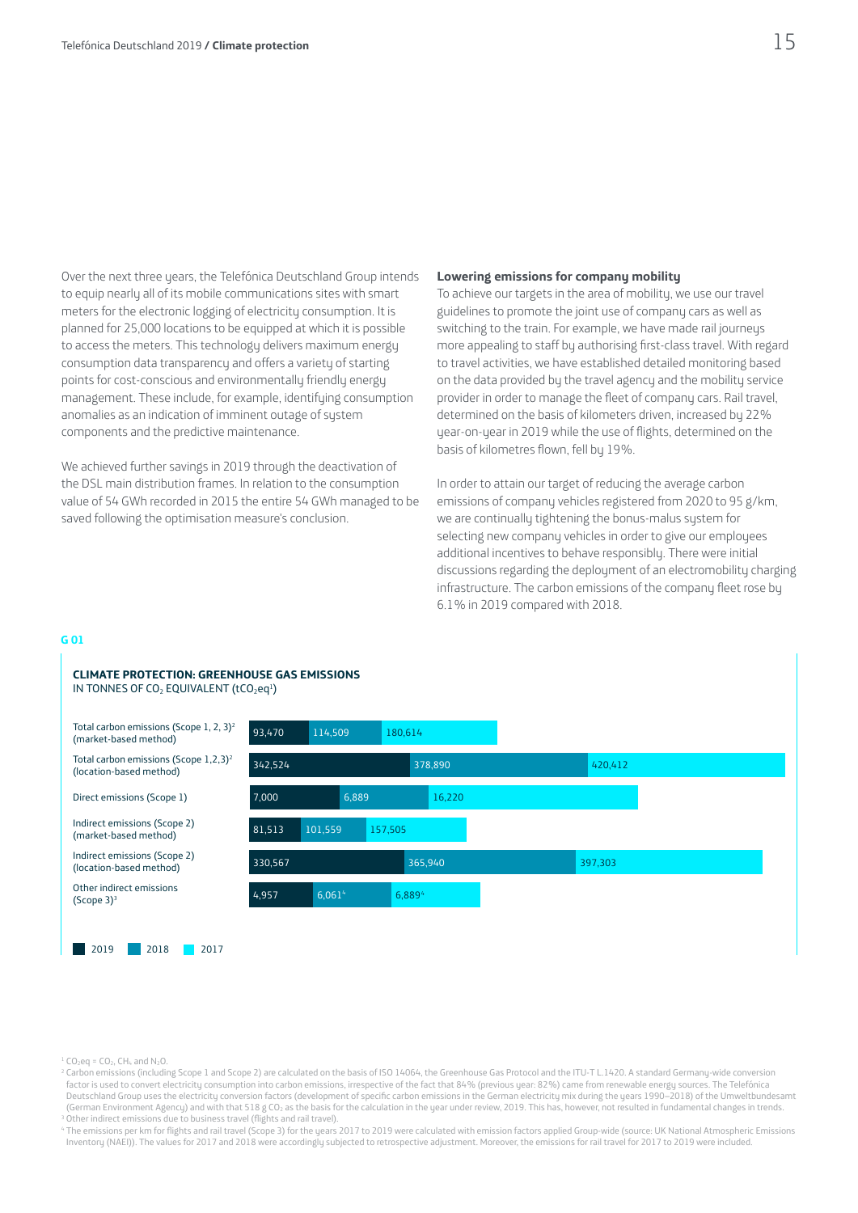Over the next three years, the Telefónica Deutschland Group intends to equip nearly all of its mobile communications sites with smart meters for the electronic logging of electricity consumption. It is planned for 25,000 locations to be equipped at which it is possible to access the meters. This technology delivers maximum energy consumption data transparency and offers a variety of starting points for cost-conscious and environmentally friendly energy management. These include, for example, identifying consumption anomalies as an indication of imminent outage of system components and the predictive maintenance.

We achieved further savings in 2019 through the deactivation of the DSL main distribution frames. In relation to the consumption value of 54 GWh recorded in 2015 the entire 54 GWh managed to be saved following the optimisation measure's conclusion.

**Lowering emissions for company mobility**

To achieve our targets in the area of mobility, we use our travel guidelines to promote the joint use of company cars as well as switching to the train. For example, we have made rail journeys more appealing to staff by authorising first-class travel. With regard to travel activities, we have established detailed monitoring based on the data provided by the travel agency and the mobility service provider in order to manage the fleet of company cars. Rail travel, determined on the basis of kilometers driven, increased by 22% year-on-year in 2019 while the use of flights, determined on the basis of kilometres flown, fell by 19%.

In order to attain our target of reducing the average carbon emissions of company vehicles registered from 2020 to 95 g/km, we are continually tightening the bonus-malus system for selecting new company vehicles in order to give our employees additional incentives to behave responsibly. There were initial discussions regarding the deployment of an electromobility charging infrastructure. The carbon emissions of the company fleet rose by 6.1% in 2019 compared with 2018.

**G 01**

**CLIMATE PROTECTION: GREENHOUSE GAS EMISSIONS**
IN TONNES OF $CO_2$ EQUIVALENT ($tCO_2eq$[1])

| | 2019 | 2018 | 2017 |
|---|---|---|---|
| Total carbon emissions (Scope 1, 2, 3)[2] (market-based method) | 93,470 | 114,509 | 180,614 |
| Total carbon emissions (Scope 1,2,3)[2] (location-based method) | 342,524 | 378,890 | 420,412 |
| Direct emissions (Scope 1) | 7,000 | 6,889 | 16,220 |
| Indirect emissions (Scope 2) (market-based method) | 81,513 | 101,559 | 157,505 |
| Indirect emissions (Scope 2) (location-based method) | 330,567 | 365,940 | 397,303 |
| Other indirect emissions (Scope 3)[3] | 4,957 | 6,061[4] | 6,889[4] |

[1] $CO_2eq$ = $CO_2$, $CH_4$ and $N_2O$.
[2] Carbon emissions (including Scope 1 and Scope 2) are calculated on the basis of ISO 14064, the Greenhouse Gas Protocol and the ITU-T L.1420. A standard Germany-wide conversion factor is used to convert electricity consumption into carbon emissions, irrespective of the fact that 84% (previous year: 82%) came from renewable energy sources. The Telefónica Deutschland Group uses the electricity conversion factors (development of specific carbon emissions in the German electricity mix during the years 1990–2018) of the Umweltbundesamt (German Environment Agency) and with that 518 g $CO_2$ as the basis for the calculation in the year under review, 2019. This has, however, not resulted in fundamental changes in trends.
[3] Other indirect emissions due to business travel (flights and rail travel).
[4] The emissions per km for flights and rail travel (Scope 3) for the years 2017 to 2019 were calculated with emission factors applied Group-wide (source: UK National Atmospheric Emissions Inventory (NAEI)). The values for 2017 and 2018 were accordingly subjected to retrospective adjustment. Moreover, the emissions for rail travel for 2017 to 2019 were included.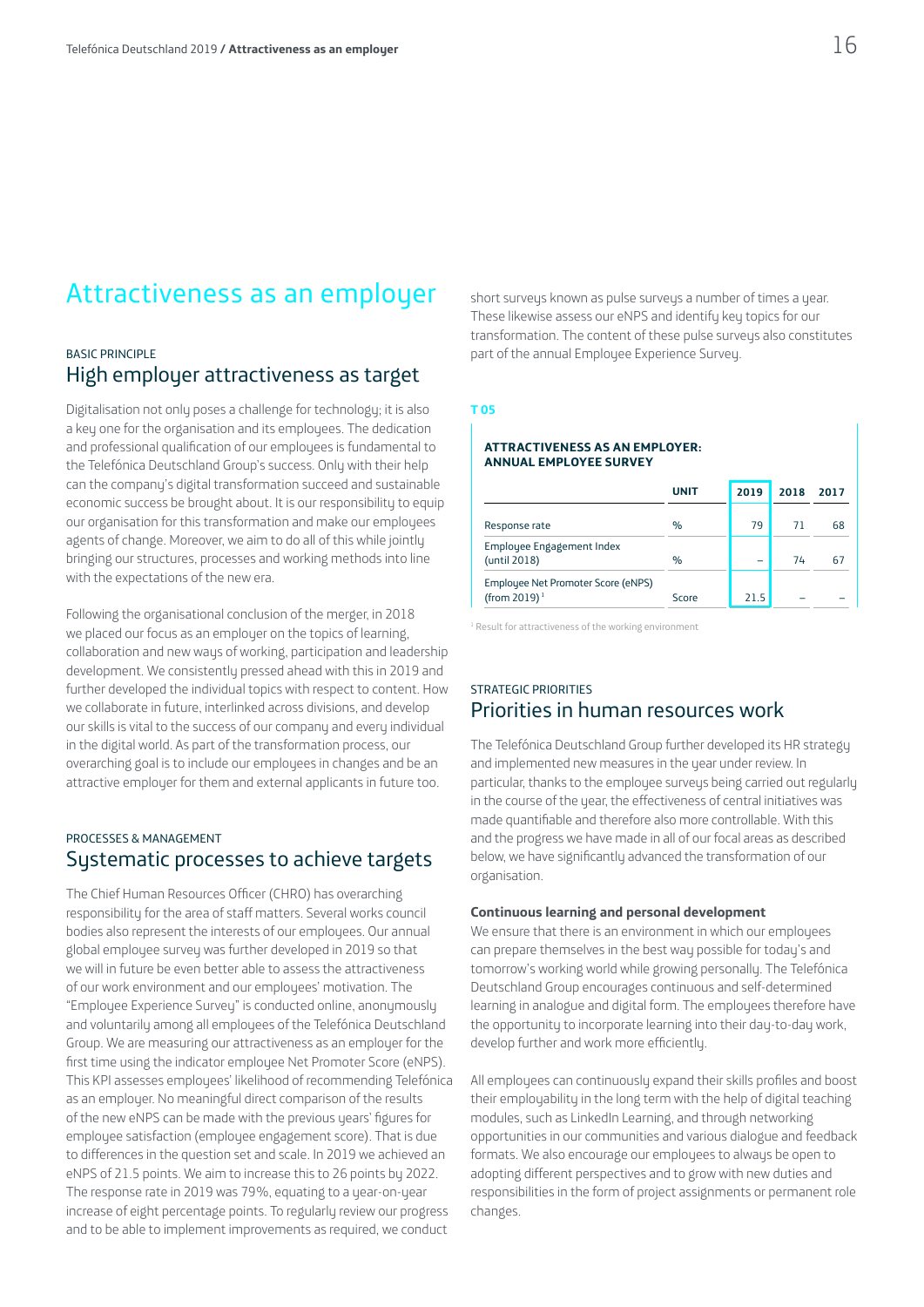# Attractiveness as an employer

BASIC PRINCIPLE

## High employer attractiveness as target

Digitalisation not only poses a challenge for technology; it is also a key one for the organisation and its employees. The dedication and professional qualification of our employees is fundamental to the Telefónica Deutschland Group's success. Only with their help can the company's digital transformation succeed and sustainable economic success be brought about. It is our responsibility to equip our organisation for this transformation and make our employees agents of change. Moreover, we aim to do all of this while jointly bringing our structures, processes and working methods into line with the expectations of the new era.

Following the organisational conclusion of the merger, in 2018 we placed our focus as an employer on the topics of learning, collaboration and new ways of working, participation and leadership development. We consistently pressed ahead with this in 2019 and further developed the individual topics with respect to content. How we collaborate in future, interlinked across divisions, and develop our skills is vital to the success of our company and every individual in the digital world. As part of the transformation process, our overarching goal is to include our employees in changes and be an attractive employer for them and external applicants in future too.

PROCESSES & MANAGEMENT

## Systematic processes to achieve targets

The Chief Human Resources Officer (CHRO) has overarching responsibility for the area of staff matters. Several works council bodies also represent the interests of our employees. Our annual global employee survey was further developed in 2019 so that we will in future be even better able to assess the attractiveness of our work environment and our employees' motivation. The "Employee Experience Survey" is conducted online, anonymously and voluntarily among all employees of the Telefónica Deutschland Group. We are measuring our attractiveness as an employer for the first time using the indicator employee Net Promoter Score (eNPS). This KPI assesses employees' likelihood of recommending Telefónica as an employer. No meaningful direct comparison of the results of the new eNPS can be made with the previous years' figures for employee satisfaction (employee engagement score). That is due to differences in the question set and scale. In 2019 we achieved an eNPS of 21.5 points. We aim to increase this to 26 points by 2022. The response rate in 2019 was 79%, equating to a year-on-year increase of eight percentage points. To regularly review our progress and to be able to implement improvements as required, we conduct short surveys known as pulse surveys a number of times a year. These likewise assess our eNPS and identify key topics for our transformation. The content of these pulse surveys also constitutes part of the annual Employee Experience Survey.

**T 05**

**ATTRACTIVENESS AS AN EMPLOYER: ANNUAL EMPLOYEE SURVEY**

| | UNIT | 2019 | 2018 | 2017 |
|---|---|---|---|---|
| Response rate | % | 79 | 71 | 68 |
| Employee Engagement Index (until 2018) | % | – | 74 | 67 |
| Employee Net Promoter Score (eNPS) (from 2019) [1] | Score | 21.5 | – | – |

[1] Result for attractiveness of the working environment

STRATEGIC PRIORITIES

## Priorities in human resources work

The Telefónica Deutschland Group further developed its HR strategy and implemented new measures in the year under review. In particular, thanks to the employee surveys being carried out regularly in the course of the year, the effectiveness of central initiatives was made quantifiable and therefore also more controllable. With this and the progress we have made in all of our focal areas as described below, we have significantly advanced the transformation of our organisation.

**Continuous learning and personal development**

We ensure that there is an environment in which our employees can prepare themselves in the best way possible for today's and tomorrow's working world while growing personally. The Telefónica Deutschland Group encourages continuous and self-determined learning in analogue and digital form. The employees therefore have the opportunity to incorporate learning into their day-to-day work, develop further and work more efficiently.

All employees can continuously expand their skills profiles and boost their employability in the long term with the help of digital teaching modules, such as LinkedIn Learning, and through networking opportunities in our communities and various dialogue and feedback formats. We also encourage our employees to always be open to adopting different perspectives and to grow with new duties and responsibilities in the form of project assignments or permanent role changes.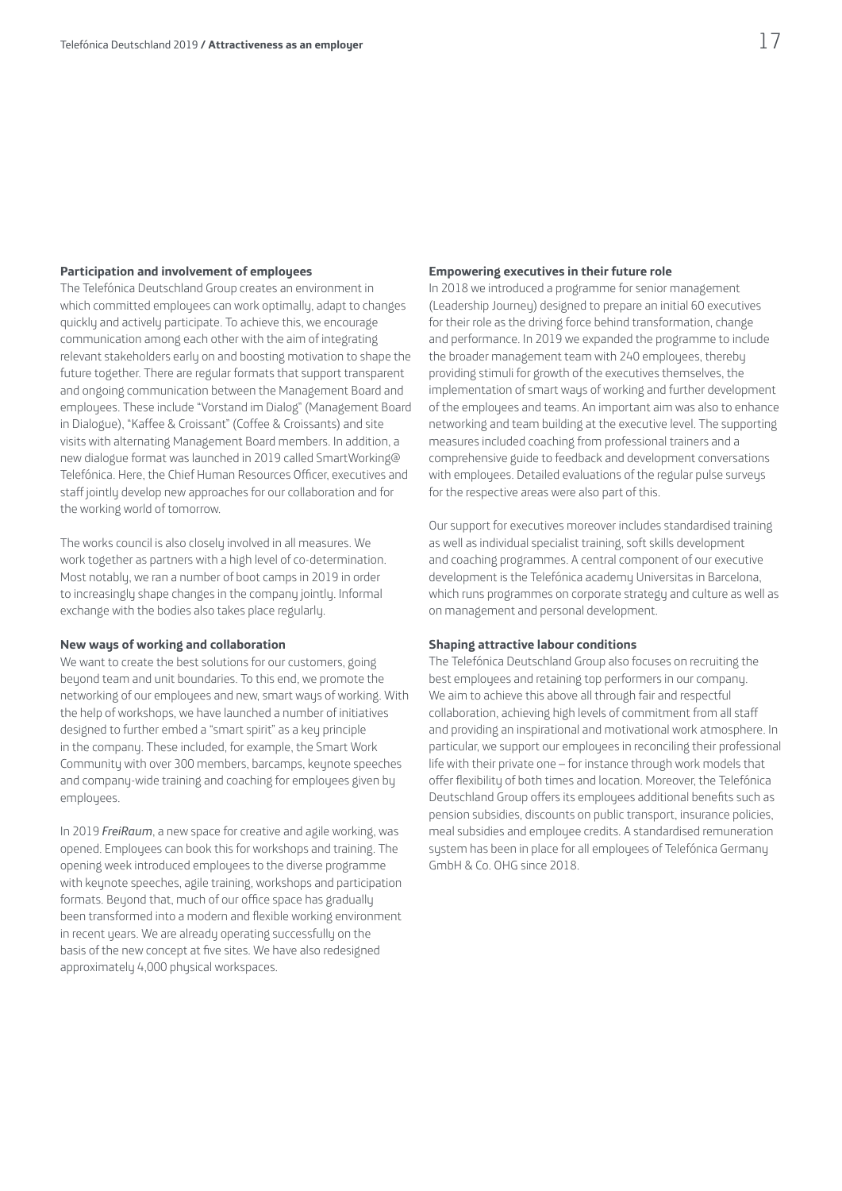### Participation and involvement of employees

The Telefónica Deutschland Group creates an environment in which committed employees can work optimally, adapt to changes quickly and actively participate. To achieve this, we encourage communication among each other with the aim of integrating relevant stakeholders early on and boosting motivation to shape the future together. There are regular formats that support transparent and ongoing communication between the Management Board and employees. These include "Vorstand im Dialog" (Management Board in Dialogue), "Kaffee & Croissant" (Coffee & Croissants) and site visits with alternating Management Board members. In addition, a new dialogue format was launched in 2019 called SmartWorking@ Telefónica. Here, the Chief Human Resources Officer, executives and staff jointly develop new approaches for our collaboration and for the working world of tomorrow.

The works council is also closely involved in all measures. We work together as partners with a high level of co-determination. Most notably, we ran a number of boot camps in 2019 in order to increasingly shape changes in the company jointly. Informal exchange with the bodies also takes place regularly.

### New ways of working and collaboration

We want to create the best solutions for our customers, going beyond team and unit boundaries. To this end, we promote the networking of our employees and new, smart ways of working. With the help of workshops, we have launched a number of initiatives designed to further embed a "smart spirit" as a key principle in the company. These included, for example, the Smart Work Community with over 300 members, barcamps, keynote speeches and company-wide training and coaching for employees given by employees.

In 2019 *FreiRaum*, a new space for creative and agile working, was opened. Employees can book this for workshops and training. The opening week introduced employees to the diverse programme with keynote speeches, agile training, workshops and participation formats. Beyond that, much of our office space has gradually been transformed into a modern and flexible working environment in recent years. We are already operating successfully on the basis of the new concept at five sites. We have also redesigned approximately 4,000 physical workspaces.

### Empowering executives in their future role

In 2018 we introduced a programme for senior management (Leadership Journey) designed to prepare an initial 60 executives for their role as the driving force behind transformation, change and performance. In 2019 we expanded the programme to include the broader management team with 240 employees, thereby providing stimuli for growth of the executives themselves, the implementation of smart ways of working and further development of the employees and teams. An important aim was also to enhance networking and team building at the executive level. The supporting measures included coaching from professional trainers and a comprehensive guide to feedback and development conversations with employees. Detailed evaluations of the regular pulse surveys for the respective areas were also part of this.

Our support for executives moreover includes standardised training as well as individual specialist training, soft skills development and coaching programmes. A central component of our executive development is the Telefónica academy Universitas in Barcelona, which runs programmes on corporate strategy and culture as well as on management and personal development.

### Shaping attractive labour conditions

The Telefónica Deutschland Group also focuses on recruiting the best employees and retaining top performers in our company. We aim to achieve this above all through fair and respectful collaboration, achieving high levels of commitment from all staff and providing an inspirational and motivational work atmosphere. In particular, we support our employees in reconciling their professional life with their private one – for instance through work models that offer flexibility of both times and location. Moreover, the Telefónica Deutschland Group offers its employees additional benefits such as pension subsidies, discounts on public transport, insurance policies, meal subsidies and employee credits. A standardised remuneration system has been in place for all employees of Telefónica Germany GmbH & Co. OHG since 2018.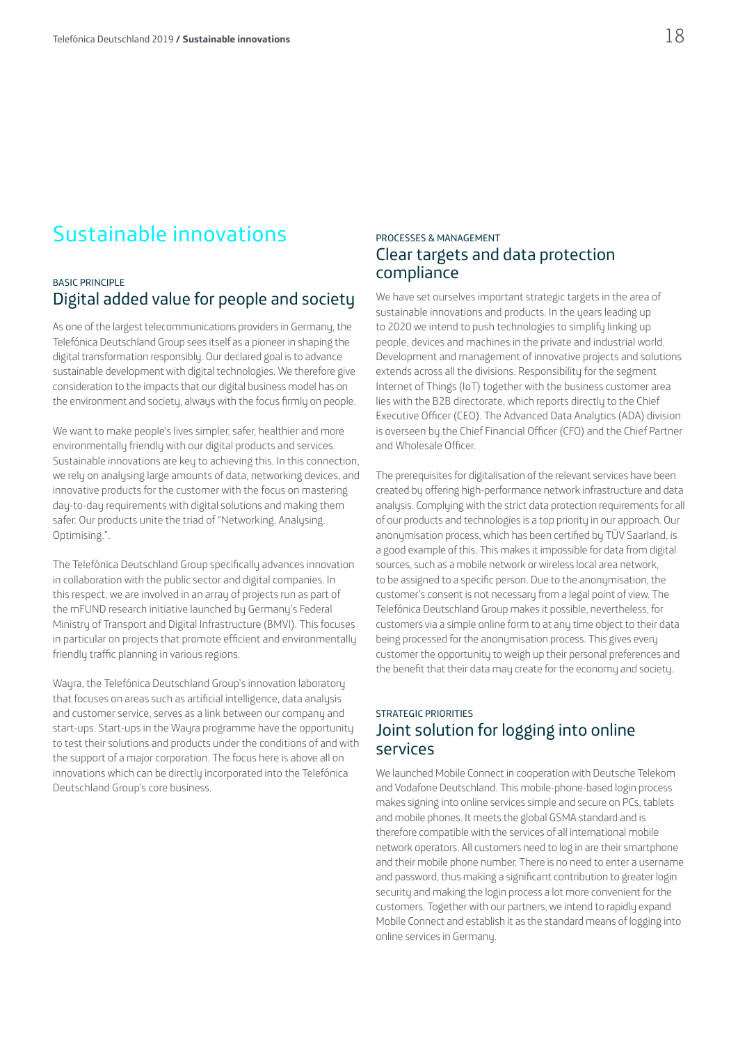# Sustainable innovations

BASIC PRINCIPLE

## Digital added value for people and society

As one of the largest telecommunications providers in Germany, the Telefónica Deutschland Group sees itself as a pioneer in shaping the digital transformation responsibly. Our declared goal is to advance sustainable development with digital technologies. We therefore give consideration to the impacts that our digital business model has on the environment and society, always with the focus firmly on people.

We want to make people's lives simpler, safer, healthier and more environmentally friendly with our digital products and services. Sustainable innovations are key to achieving this. In this connection, we rely on analysing large amounts of data, networking devices, and innovative products for the customer with the focus on mastering day-to-day requirements with digital solutions and making them safer. Our products unite the triad of "Networking. Analysing. Optimising.".

The Telefónica Deutschland Group specifically advances innovation in collaboration with the public sector and digital companies. In this respect, we are involved in an array of projects run as part of the mFUND research initiative launched by Germany's Federal Ministry of Transport and Digital Infrastructure (BMVI). This focuses in particular on projects that promote efficient and environmentally friendly traffic planning in various regions.

Wayra, the Telefónica Deutschland Group's innovation laboratory that focuses on areas such as artificial intelligence, data analysis and customer service, serves as a link between our company and start-ups. Start-ups in the Wayra programme have the opportunity to test their solutions and products under the conditions of and with the support of a major corporation. The focus here is above all on innovations which can be directly incorporated into the Telefónica Deutschland Group's core business.

PROCESSES & MANAGEMENT

## Clear targets and data protection compliance

We have set ourselves important strategic targets in the area of sustainable innovations and products. In the years leading up to 2020 we intend to push technologies to simplify linking up people, devices and machines in the private and industrial world. Development and management of innovative projects and solutions extends across all the divisions. Responsibility for the segment Internet of Things (IoT) together with the business customer area lies with the B2B directorate, which reports directly to the Chief Executive Officer (CEO). The Advanced Data Analytics (ADA) division is overseen by the Chief Financial Officer (CFO) and the Chief Partner and Wholesale Officer.

The prerequisites for digitalisation of the relevant services have been created by offering high-performance network infrastructure and data analysis. Complying with the strict data protection requirements for all of our products and technologies is a top priority in our approach. Our anonymisation process, which has been certified by TÜV Saarland, is a good example of this. This makes it impossible for data from digital sources, such as a mobile network or wireless local area network, to be assigned to a specific person. Due to the anonymisation, the customer's consent is not necessary from a legal point of view. The Telefónica Deutschland Group makes it possible, nevertheless, for customers via a simple online form to at any time object to their data being processed for the anonymisation process. This gives every customer the opportunity to weigh up their personal preferences and the benefit that their data may create for the economy and society.

STRATEGIC PRIORITIES

## Joint solution for logging into online services

We launched Mobile Connect in cooperation with Deutsche Telekom and Vodafone Deutschland. This mobile-phone-based login process makes signing into online services simple and secure on PCs, tablets and mobile phones. It meets the global GSMA standard and is therefore compatible with the services of all international mobile network operators. All customers need to log in are their smartphone and their mobile phone number. There is no need to enter a username and password, thus making a significant contribution to greater login security and making the login process a lot more convenient for the customers. Together with our partners, we intend to rapidly expand Mobile Connect and establish it as the standard means of logging into online services in Germany.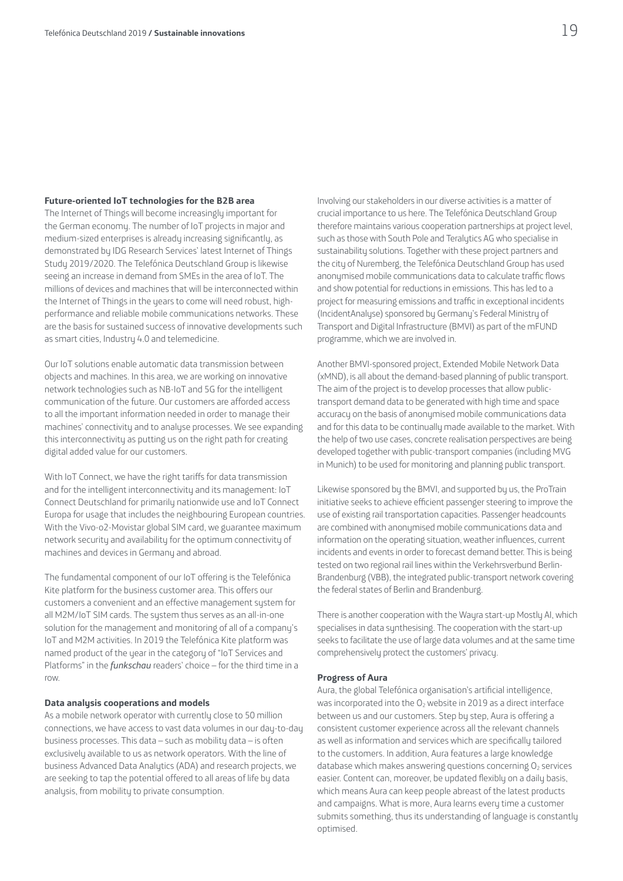### Future-oriented IoT technologies for the B2B area

The Internet of Things will become increasingly important for the German economy. The number of IoT projects in major and medium-sized enterprises is already increasing significantly, as demonstrated by IDG Research Services' latest Internet of Things Study 2019/2020. The Telefónica Deutschland Group is likewise seeing an increase in demand from SMEs in the area of IoT. The millions of devices and machines that will be interconnected within the Internet of Things in the years to come will need robust, high-performance and reliable mobile communications networks. These are the basis for sustained success of innovative developments such as smart cities, Industry 4.0 and telemedicine.

Our IoT solutions enable automatic data transmission between objects and machines. In this area, we are working on innovative network technologies such as NB-IoT and 5G for the intelligent communication of the future. Our customers are afforded access to all the important information needed in order to manage their machines' connectivity and to analyse processes. We see expanding this interconnectivity as putting us on the right path for creating digital added value for our customers.

With IoT Connect, we have the right tariffs for data transmission and for the intelligent interconnectivity and its management: IoT Connect Deutschland for primarily nationwide use and IoT Connect Europa for usage that includes the neighbouring European countries. With the Vivo-o2-Movistar global SIM card, we guarantee maximum network security and availability for the optimum connectivity of machines and devices in Germany and abroad.

The fundamental component of our IoT offering is the Telefónica Kite platform for the business customer area. This offers our customers a convenient and an effective management system for all M2M/IoT SIM cards. The system thus serves as an all-in-one solution for the management and monitoring of all of a company's IoT and M2M activities. In 2019 the Telefónica Kite platform was named product of the year in the category of "IoT Services and Platforms" in the *funkschau* readers' choice – for the third time in a row.

### Data analysis cooperations and models

As a mobile network operator with currently close to 50 million connections, we have access to vast data volumes in our day-to-day business processes. This data – such as mobility data – is often exclusively available to us as network operators. With the line of business Advanced Data Analytics (ADA) and research projects, we are seeking to tap the potential offered to all areas of life by data analysis, from mobility to private consumption.

Involving our stakeholders in our diverse activities is a matter of crucial importance to us here. The Telefónica Deutschland Group therefore maintains various cooperation partnerships at project level, such as those with South Pole and Teralytics AG who specialise in sustainability solutions. Together with these project partners and the city of Nuremberg, the Telefónica Deutschland Group has used anonymised mobile communications data to calculate traffic flows and show potential for reductions in emissions. This has led to a project for measuring emissions and traffic in exceptional incidents (IncidentAnalyse) sponsored by Germany's Federal Ministry of Transport and Digital Infrastructure (BMVI) as part of the mFUND programme, which we are involved in.

Another BMVI-sponsored project, Extended Mobile Network Data (xMND), is all about the demand-based planning of public transport. The aim of the project is to develop processes that allow public-transport demand data to be generated with high time and space accuracy on the basis of anonymised mobile communications data and for this data to be continually made available to the market. With the help of two use cases, concrete realisation perspectives are being developed together with public-transport companies (including MVG in Munich) to be used for monitoring and planning public transport.

Likewise sponsored by the BMVI, and supported by us, the ProTrain initiative seeks to achieve efficient passenger steering to improve the use of existing rail transportation capacities. Passenger headcounts are combined with anonymised mobile communications data and information on the operating situation, weather influences, current incidents and events in order to forecast demand better. This is being tested on two regional rail lines within the Verkehrsverbund Berlin-Brandenburg (VBB), the integrated public-transport network covering the federal states of Berlin and Brandenburg.

There is another cooperation with the Wayra start-up Mostly AI, which specialises in data synthesising. The cooperation with the start-up seeks to facilitate the use of large data volumes and at the same time comprehensively protect the customers' privacy.

### Progress of Aura

Aura, the global Telefónica organisation's artificial intelligence, was incorporated into the $O_2$ website in 2019 as a direct interface between us and our customers. Step by step, Aura is offering a consistent customer experience across all the relevant channels as well as information and services which are specifically tailored to the customers. In addition, Aura features a large knowledge database which makes answering questions concerning $O_2$ services easier. Content can, moreover, be updated flexibly on a daily basis, which means Aura can keep people abreast of the latest products and campaigns. What is more, Aura learns every time a customer submits something, thus its understanding of language is constantly optimised.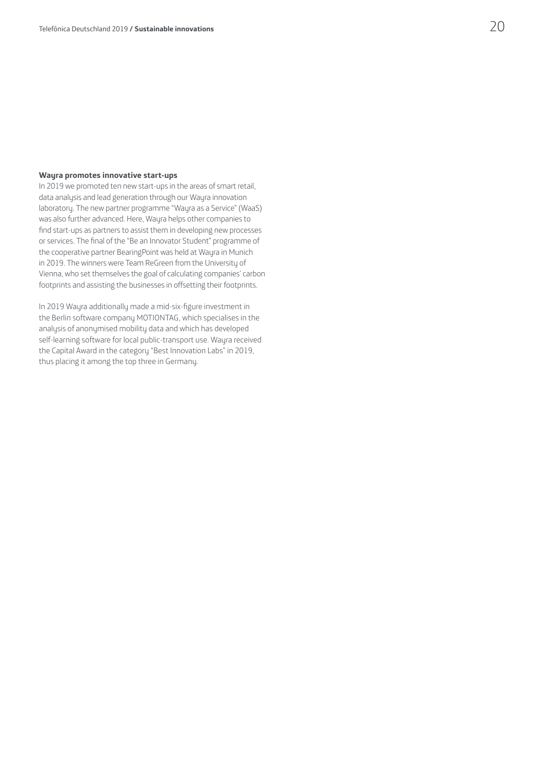### Wayra promotes innovative start-ups

In 2019 we promoted ten new start-ups in the areas of smart retail, data analysis and lead generation through our Wayra innovation laboratory. The new partner programme "Wayra as a Service" (WaaS) was also further advanced. Here, Wayra helps other companies to find start-ups as partners to assist them in developing new processes or services. The final of the "Be an Innovator Student" programme of the cooperative partner BearingPoint was held at Wayra in Munich in 2019. The winners were Team ReGreen from the University of Vienna, who set themselves the goal of calculating companies' carbon footprints and assisting the businesses in offsetting their footprints.

In 2019 Wayra additionally made a mid-six-figure investment in the Berlin software company MOTIONTAG, which specialises in the analysis of anonymised mobility data and which has developed self-learning software for local public-transport use. Wayra received the Capital Award in the category "Best Innovation Labs" in 2019, thus placing it among the top three in Germany.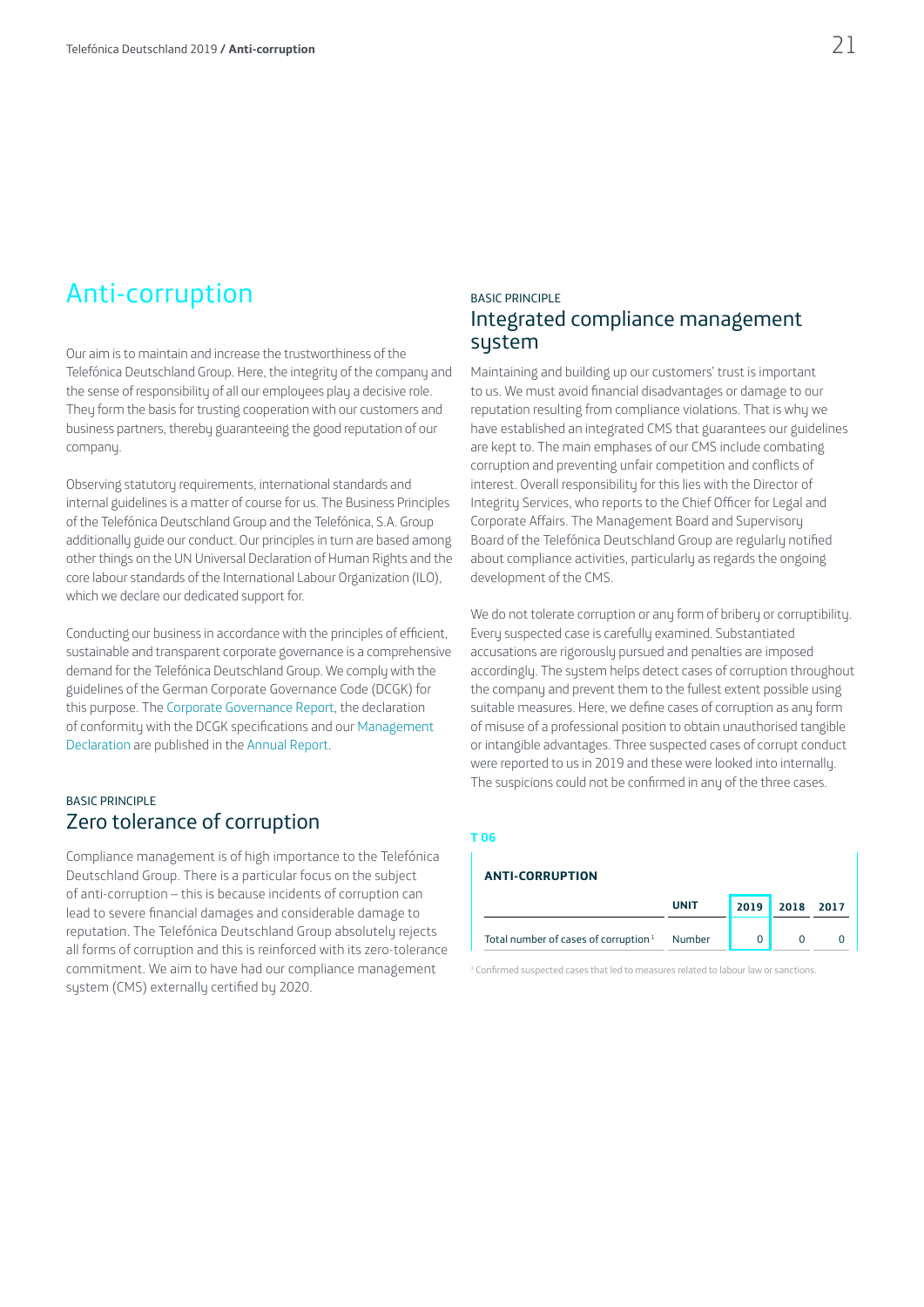# Anti-corruption

Our aim is to maintain and increase the trustworthiness of the Telefónica Deutschland Group. Here, the integrity of the company and the sense of responsibility of all our employees play a decisive role. They form the basis for trusting cooperation with our customers and business partners, thereby guaranteeing the good reputation of our company.

Observing statutory requirements, international standards and internal guidelines is a matter of course for us. The Business Principles of the Telefónica Deutschland Group and the Telefónica, S.A. Group additionally guide our conduct. Our principles in turn are based among other things on the UN Universal Declaration of Human Rights and the core labour standards of the International Labour Organization (ILO), which we declare our dedicated support for.

Conducting our business in accordance with the principles of efficient, sustainable and transparent corporate governance is a comprehensive demand for the Telefónica Deutschland Group. We comply with the guidelines of the German Corporate Governance Code (DCGK) for this purpose. The Corporate Governance Report, the declaration of conformity with the DCGK specifications and our Management Declaration are published in the Annual Report.

BASIC PRINCIPLE

## Zero tolerance of corruption

Compliance management is of high importance to the Telefónica Deutschland Group. There is a particular focus on the subject of anti-corruption – this is because incidents of corruption can lead to severe financial damages and considerable damage to reputation. The Telefónica Deutschland Group absolutely rejects all forms of corruption and this is reinforced with its zero-tolerance commitment. We aim to have had our compliance management system (CMS) externally certified by 2020.

BASIC PRINCIPLE

## Integrated compliance management system

Maintaining and building up our customers' trust is important to us. We must avoid financial disadvantages or damage to our reputation resulting from compliance violations. That is why we have established an integrated CMS that guarantees our guidelines are kept to. The main emphases of our CMS include combating corruption and preventing unfair competition and conflicts of interest. Overall responsibility for this lies with the Director of Integrity Services, who reports to the Chief Officer for Legal and Corporate Affairs. The Management Board and Supervisory Board of the Telefónica Deutschland Group are regularly notified about compliance activities, particularly as regards the ongoing development of the CMS.

We do not tolerate corruption or any form of bribery or corruptibility. Every suspected case is carefully examined. Substantiated accusations are rigorously pursued and penalties are imposed accordingly. The system helps detect cases of corruption throughout the company and prevent them to the fullest extent possible using suitable measures. Here, we define cases of corruption as any form of misuse of a professional position to obtain unauthorised tangible or intangible advantages. Three suspected cases of corrupt conduct were reported to us in 2019 and these were looked into internally. The suspicions could not be confirmed in any of the three cases.

T 06

**ANTI-CORRUPTION**

| | UNIT | 2019 | 2018 | 2017 |
|---|---|---|---|---|
| Total number of cases of corruption[1] | Number | 0 | 0 | 0 |

[1] Confirmed suspected cases that led to measures related to labour law or sanctions.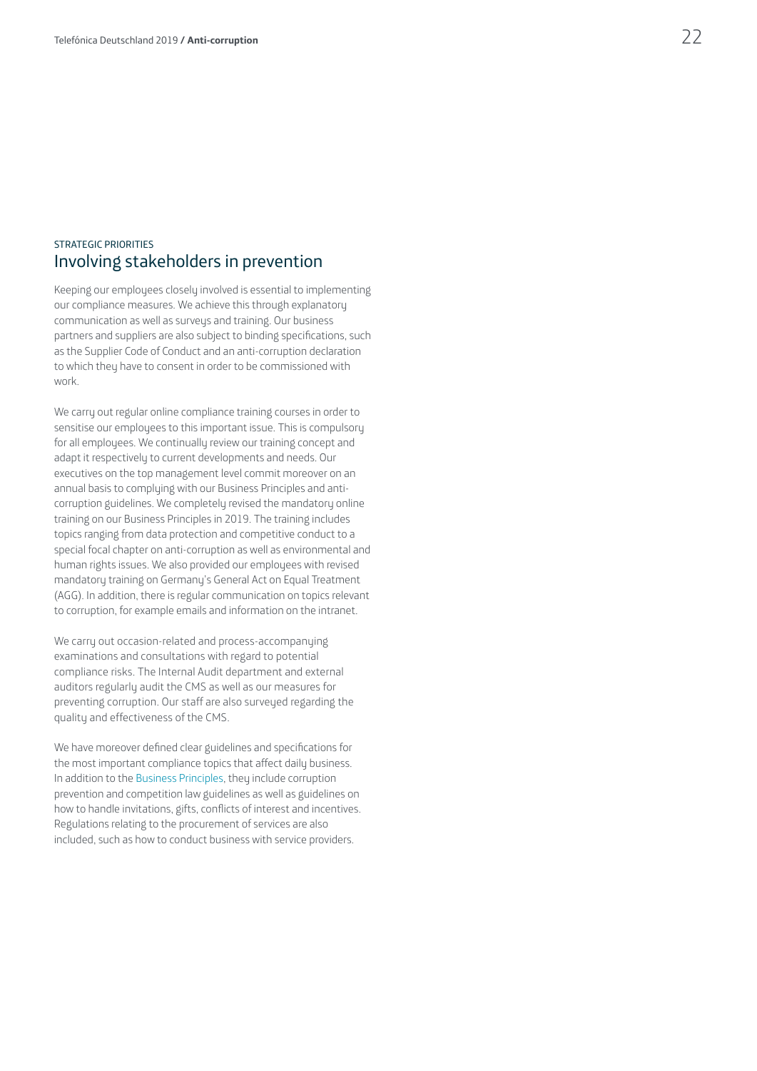STRATEGIC PRIORITIES

## Involving stakeholders in prevention

Keeping our employees closely involved is essential to implementing our compliance measures. We achieve this through explanatory communication as well as surveys and training. Our business partners and suppliers are also subject to binding specifications, such as the Supplier Code of Conduct and an anti-corruption declaration to which they have to consent in order to be commissioned with work.

We carry out regular online compliance training courses in order to sensitise our employees to this important issue. This is compulsory for all employees. We continually review our training concept and adapt it respectively to current developments and needs. Our executives on the top management level commit moreover on an annual basis to complying with our Business Principles and anti-corruption guidelines. We completely revised the mandatory online training on our Business Principles in 2019. The training includes topics ranging from data protection and competitive conduct to a special focal chapter on anti-corruption as well as environmental and human rights issues. We also provided our employees with revised mandatory training on Germany's General Act on Equal Treatment (AGG). In addition, there is regular communication on topics relevant to corruption, for example emails and information on the intranet.

We carry out occasion-related and process-accompanying examinations and consultations with regard to potential compliance risks. The Internal Audit department and external auditors regularly audit the CMS as well as our measures for preventing corruption. Our staff are also surveyed regarding the quality and effectiveness of the CMS.

We have moreover defined clear guidelines and specifications for the most important compliance topics that affect daily business. In addition to the Business Principles, they include corruption prevention and competition law guidelines as well as guidelines on how to handle invitations, gifts, conflicts of interest and incentives. Regulations relating to the procurement of services are also included, such as how to conduct business with service providers.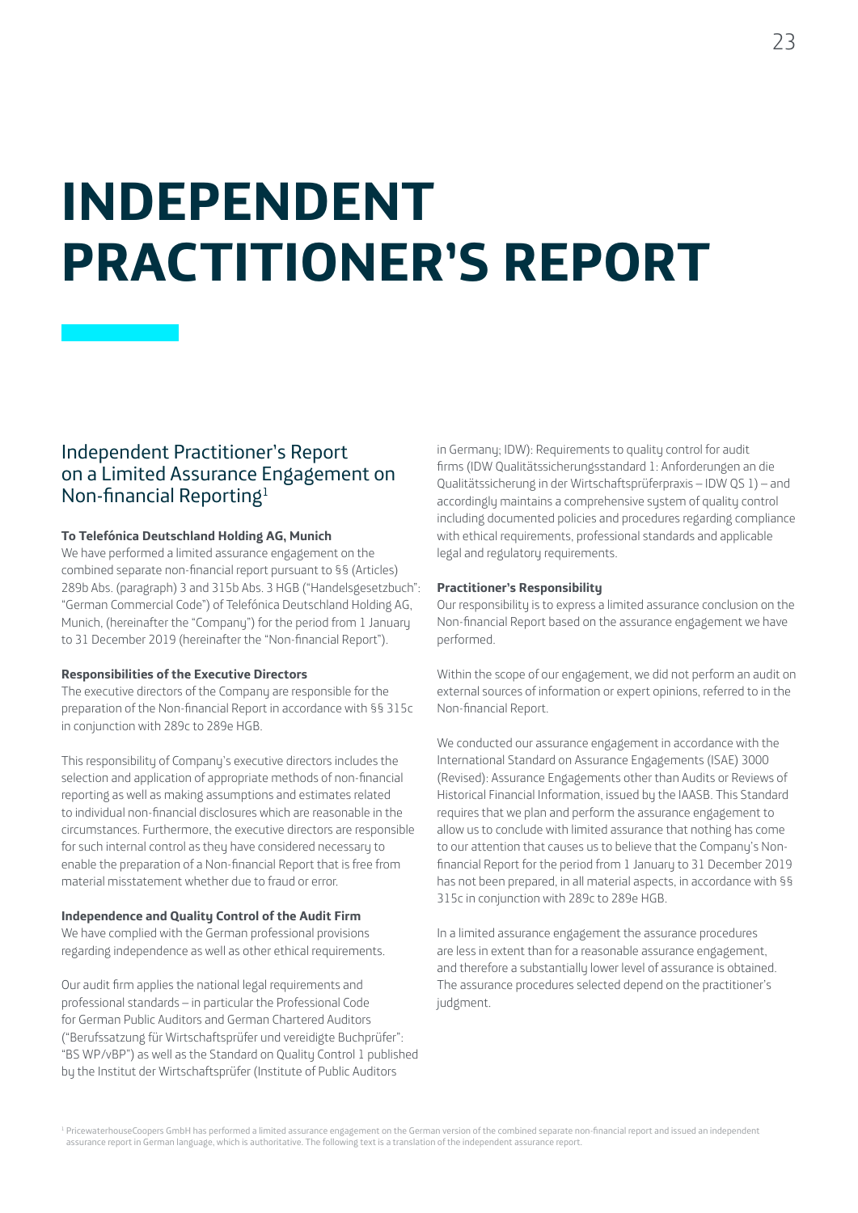# INDEPENDENT PRACTITIONER'S REPORT

## Independent Practitioner's Report on a Limited Assurance Engagement on Non-financial Reporting[1]

**To Telefónica Deutschland Holding AG, Munich**

We have performed a limited assurance engagement on the combined separate non-financial report pursuant to §§ (Articles) 289b Abs. (paragraph) 3 and 315b Abs. 3 HGB ("Handelsgesetzbuch": "German Commercial Code") of Telefónica Deutschland Holding AG, Munich, (hereinafter the "Company") for the period from 1 January to 31 December 2019 (hereinafter the "Non-financial Report").

**Responsibilities of the Executive Directors**

The executive directors of the Company are responsible for the preparation of the Non-financial Report in accordance with §§ 315c in conjunction with 289c to 289e HGB.

This responsibility of Company's executive directors includes the selection and application of appropriate methods of non-financial reporting as well as making assumptions and estimates related to individual non-financial disclosures which are reasonable in the circumstances. Furthermore, the executive directors are responsible for such internal control as they have considered necessary to enable the preparation of a Non-financial Report that is free from material misstatement whether due to fraud or error.

**Independence and Quality Control of the Audit Firm**

We have complied with the German professional provisions regarding independence as well as other ethical requirements.

Our audit firm applies the national legal requirements and professional standards – in particular the Professional Code for German Public Auditors and German Chartered Auditors ("Berufssatzung für Wirtschaftsprüfer und vereidigte Buchprüfer": "BS WP/vBP") as well as the Standard on Quality Control 1 published by the Institut der Wirtschaftsprüfer (Institute of Public Auditors in Germany; IDW): Requirements to quality control for audit firms (IDW Qualitätssicherungsstandard 1: Anforderungen an die Qualitätssicherung in der Wirtschaftsprüferpraxis – IDW QS 1) – and accordingly maintains a comprehensive system of quality control including documented policies and procedures regarding compliance with ethical requirements, professional standards and applicable legal and regulatory requirements.

**Practitioner's Responsibility**

Our responsibility is to express a limited assurance conclusion on the Non-financial Report based on the assurance engagement we have performed.

Within the scope of our engagement, we did not perform an audit on external sources of information or expert opinions, referred to in the Non-financial Report.

We conducted our assurance engagement in accordance with the International Standard on Assurance Engagements (ISAE) 3000 (Revised): Assurance Engagements other than Audits or Reviews of Historical Financial Information, issued by the IAASB. This Standard requires that we plan and perform the assurance engagement to allow us to conclude with limited assurance that nothing has come to our attention that causes us to believe that the Company's Non-financial Report for the period from 1 January to 31 December 2019 has not been prepared, in all material aspects, in accordance with §§ 315c in conjunction with 289c to 289e HGB.

In a limited assurance engagement the assurance procedures are less in extent than for a reasonable assurance engagement, and therefore a substantially lower level of assurance is obtained. The assurance procedures selected depend on the practitioner's judgment.

[1] PricewaterhouseCoopers GmbH has performed a limited assurance engagement on the German version of the combined separate non-financial report and issued an independent assurance report in German language, which is authoritative. The following text is a translation of the independent assurance report.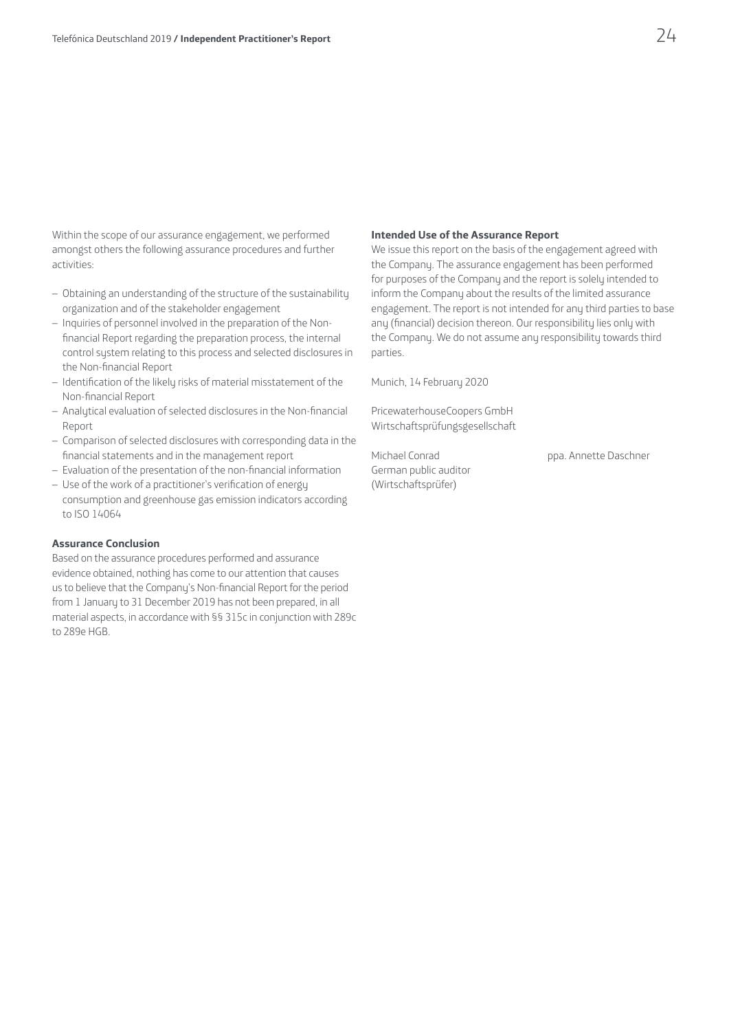Within the scope of our assurance engagement, we performed amongst others the following assurance procedures and further activities:

- Obtaining an understanding of the structure of the sustainability organization and of the stakeholder engagement
- Inquiries of personnel involved in the preparation of the Non-financial Report regarding the preparation process, the internal control system relating to this process and selected disclosures in the Non-financial Report
- Identification of the likely risks of material misstatement of the Non-financial Report
- Analytical evaluation of selected disclosures in the Non-financial Report
- Comparison of selected disclosures with corresponding data in the financial statements and in the management report
- Evaluation of the presentation of the non-financial information
- Use of the work of a practitioner's verification of energy consumption and greenhouse gas emission indicators according to ISO 14064

**Assurance Conclusion**

Based on the assurance procedures performed and assurance evidence obtained, nothing has come to our attention that causes us to believe that the Company's Non-financial Report for the period from 1 January to 31 December 2019 has not been prepared, in all material aspects, in accordance with §§ 315c in conjunction with 289c to 289e HGB.

**Intended Use of the Assurance Report**

We issue this report on the basis of the engagement agreed with the Company. The assurance engagement has been performed for purposes of the Company and the report is solely intended to inform the Company about the results of the limited assurance engagement. The report is not intended for any third parties to base any (financial) decision thereon. Our responsibility lies only with the Company. We do not assume any responsibility towards third parties.

Munich, 14 February 2020

PricewaterhouseCoopers GmbH
Wirtschaftsprüfungsgesellschaft

Michael Conrad
German public auditor
(Wirtschaftsprüfer)

ppa. Annette Daschner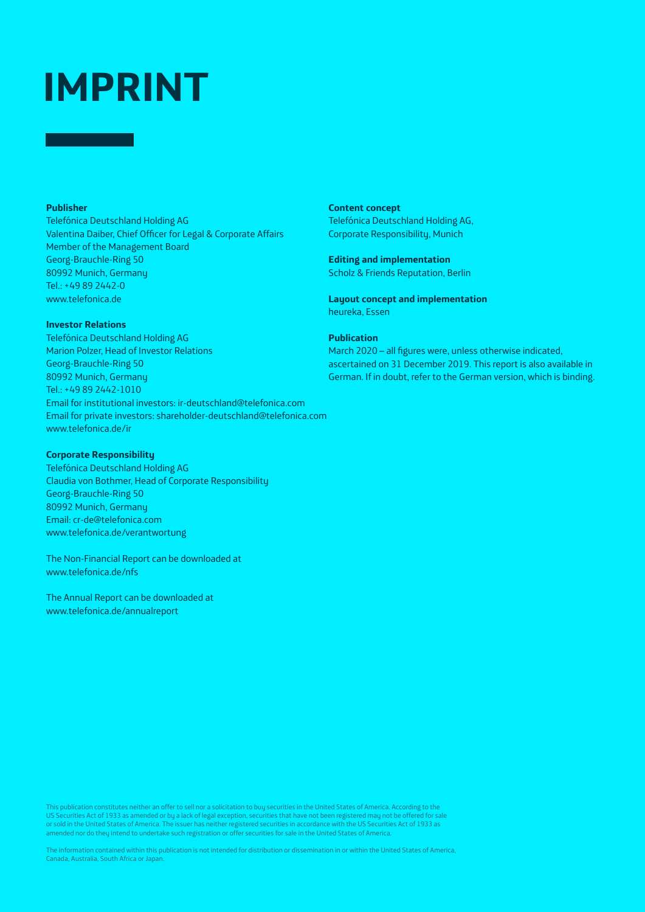# IMPRINT

**Publisher**
Telefónica Deutschland Holding AG
Valentina Daiber, Chief Officer for Legal & Corporate Affairs
Member of the Management Board
Georg-Brauchle-Ring 50
80992 Munich, Germany
Tel.: +49 89 2442-0
www.telefonica.de

**Investor Relations**
Telefónica Deutschland Holding AG
Marion Polzer, Head of Investor Relations
Georg-Brauchle-Ring 50
80992 Munich, Germany
Tel.: +49 89 2442-1010
Email for institutional investors: ir-deutschland@telefonica.com
Email for private investors: shareholder-deutschland@telefonica.com
www.telefonica.de/ir

**Corporate Responsibility**
Telefónica Deutschland Holding AG
Claudia von Bothmer, Head of Corporate Responsibility
Georg-Brauchle-Ring 50
80992 Munich, Germany
Email: cr-de@telefonica.com
www.telefonica.de/verantwortung

The Non-Financial Report can be downloaded at
www.telefonica.de/nfs

The Annual Report can be downloaded at
www.telefonica.de/annualreport

**Content concept**
Telefónica Deutschland Holding AG,
Corporate Responsibility, Munich

**Editing and implementation**
Scholz & Friends Reputation, Berlin

**Layout concept and implementation**
heureka, Essen

**Publication**
March 2020 – all figures were, unless otherwise indicated, ascertained on 31 December 2019. This report is also available in German. If in doubt, refer to the German version, which is binding.

This publication constitutes neither an offer to sell nor a solicitation to buy securities in the United States of America. According to the US Securities Act of 1933 as amended or by a lack of legal exception, securities that have not been registered may not be offered for sale or sold in the United States of America. The issuer has neither registered securities in accordance with the US Securities Act of 1933 as amended nor do they intend to undertake such registration or offer securities for sale in the United States of America.

The information contained within this publication is not intended for distribution or dissemination in or within the United States of America, Canada, Australia, South Africa or Japan.